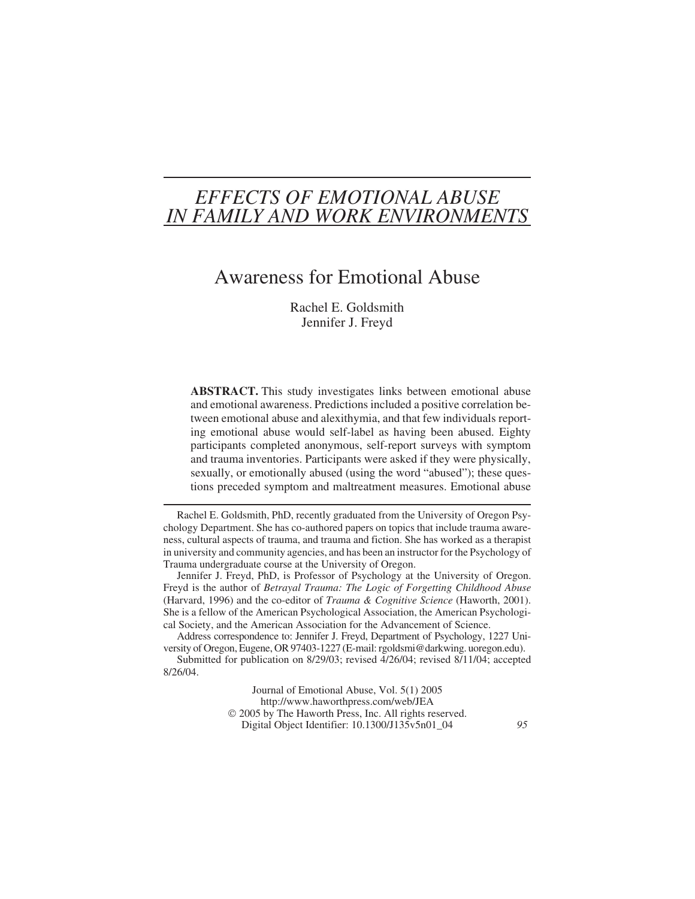# *EFFECTS OF EMOTIONAL ABUSE IN FAMILY AND WORK ENVIRONMENTS*

## Awareness for Emotional Abuse

Rachel E. Goldsmith
Jennifer J. Freyd

**ABSTRACT.** This study investigates links between emotional abuse and emotional awareness. Predictions included a positive correlation between emotional abuse and alexithymia, and that few individuals reporting emotional abuse would self-label as having been abused. Eighty participants completed anonymous, self-report surveys with symptom and trauma inventories. Participants were asked if they were physically, sexually, or emotionally abused (using the word "abused"); these questions preceded symptom and maltreatment measures. Emotional abuse

---

Rachel E. Goldsmith, PhD, recently graduated from the University of Oregon Psychology Department. She has co-authored papers on topics that include trauma awareness, cultural aspects of trauma, and trauma and fiction. She has worked as a therapist in university and community agencies, and has been an instructor for the Psychology of Trauma undergraduate course at the University of Oregon.

Jennifer J. Freyd, PhD, is Professor of Psychology at the University of Oregon. Freyd is the author of *Betrayal Trauma: The Logic of Forgetting Childhood Abuse* (Harvard, 1996) and the co-editor of *Trauma & Cognitive Science* (Haworth, 2001). She is a fellow of the American Psychological Association, the American Psychological Society, and the American Association for the Advancement of Science.

Address correspondence to: Jennifer J. Freyd, Department of Psychology, 1227 University of Oregon, Eugene, OR 97403-1227 (E-mail: rgoldsmi@darkwing. uoregon.edu).

Submitted for publication on 8/29/03; revised 4/26/04; revised 8/11/04; accepted 8/26/04.

Journal of Emotional Abuse, Vol. 5(1) 2005
http://www.haworthpress.com/web/JEA
© 2005 by The Haworth Press, Inc. All rights reserved.
Digital Object Identifier: 10.1300/J135v5n01_04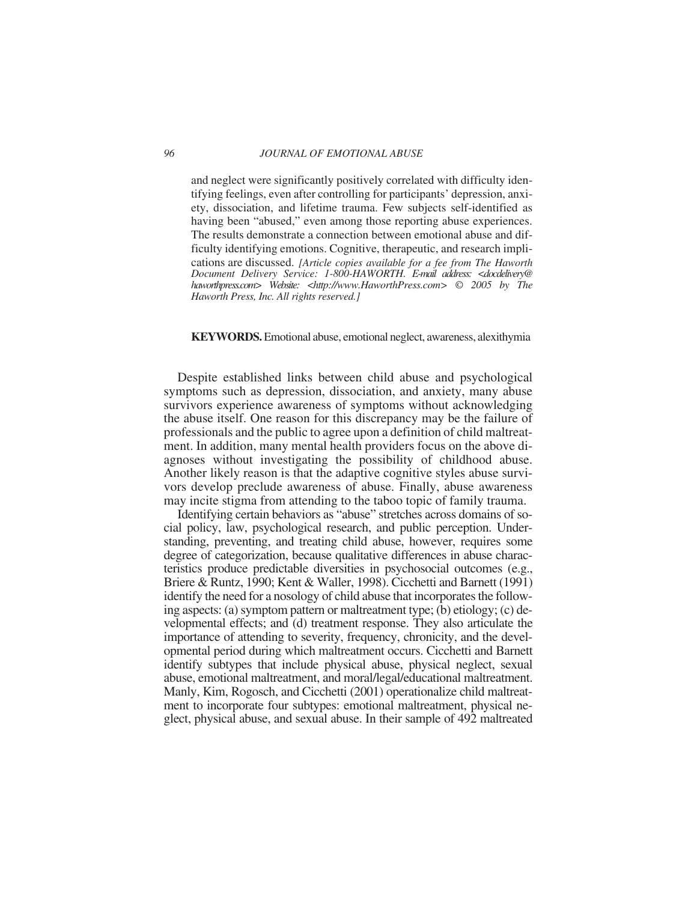and neglect were significantly positively correlated with difficulty identifying feelings, even after controlling for participants' depression, anxiety, dissociation, and lifetime trauma. Few subjects self-identified as having been "abused," even among those reporting abuse experiences. The results demonstrate a connection between emotional abuse and difficulty identifying emotions. Cognitive, therapeutic, and research implications are discussed. *[Article copies available for a fee from The Haworth Document Delivery Service: 1-800-HAWORTH. E-mail address: <docdelivery@haworthpress.com> Website: <http://www.HaworthPress.com> © 2005 by The Haworth Press, Inc. All rights reserved.]*

**KEYWORDS.** Emotional abuse, emotional neglect, awareness, alexithymia

Despite established links between child abuse and psychological symptoms such as depression, dissociation, and anxiety, many abuse survivors experience awareness of symptoms without acknowledging the abuse itself. One reason for this discrepancy may be the failure of professionals and the public to agree upon a definition of child maltreatment. In addition, many mental health providers focus on the above diagnoses without investigating the possibility of childhood abuse. Another likely reason is that the adaptive cognitive styles abuse survivors develop preclude awareness of abuse. Finally, abuse awareness may incite stigma from attending to the taboo topic of family trauma.

Identifying certain behaviors as "abuse" stretches across domains of social policy, law, psychological research, and public perception. Understanding, preventing, and treating child abuse, however, requires some degree of categorization, because qualitative differences in abuse characteristics produce predictable diversities in psychosocial outcomes (e.g., Briere & Runtz, 1990; Kent & Waller, 1998). Cicchetti and Barnett (1991) identify the need for a nosology of child abuse that incorporates the following aspects: (a) symptom pattern or maltreatment type; (b) etiology; (c) developmental effects; and (d) treatment response. They also articulate the importance of attending to severity, frequency, chronicity, and the developmental period during which maltreatment occurs. Cicchetti and Barnett identify subtypes that include physical abuse, physical neglect, sexual abuse, emotional maltreatment, and moral/legal/educational maltreatment. Manly, Kim, Rogosch, and Cicchetti (2001) operationalize child maltreatment to incorporate four subtypes: emotional maltreatment, physical neglect, physical abuse, and sexual abuse. In their sample of 492 maltreated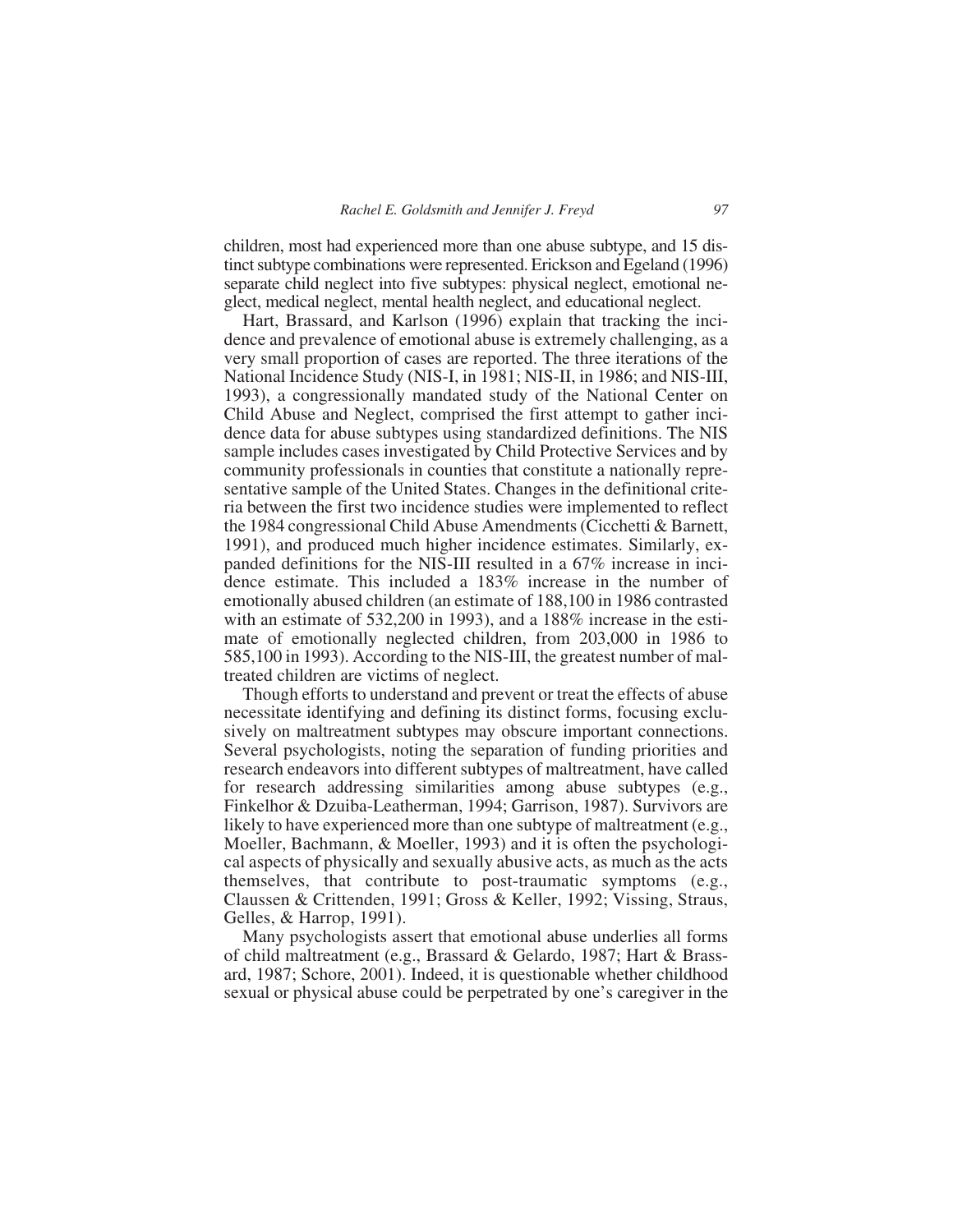children, most had experienced more than one abuse subtype, and 15 distinct subtype combinations were represented. Erickson and Egeland (1996) separate child neglect into five subtypes: physical neglect, emotional neglect, medical neglect, mental health neglect, and educational neglect.

Hart, Brassard, and Karlson (1996) explain that tracking the incidence and prevalence of emotional abuse is extremely challenging, as a very small proportion of cases are reported. The three iterations of the National Incidence Study (NIS-I, in 1981; NIS-II, in 1986; and NIS-III, 1993), a congressionally mandated study of the National Center on Child Abuse and Neglect, comprised the first attempt to gather incidence data for abuse subtypes using standardized definitions. The NIS sample includes cases investigated by Child Protective Services and by community professionals in counties that constitute a nationally representative sample of the United States. Changes in the definitional criteria between the first two incidence studies were implemented to reflect the 1984 congressional Child Abuse Amendments (Cicchetti & Barnett, 1991), and produced much higher incidence estimates. Similarly, expanded definitions for the NIS-III resulted in a 67% increase in incidence estimate. This included a 183% increase in the number of emotionally abused children (an estimate of 188,100 in 1986 contrasted with an estimate of 532,200 in 1993), and a 188% increase in the estimate of emotionally neglected children, from 203,000 in 1986 to 585,100 in 1993). According to the NIS-III, the greatest number of maltreated children are victims of neglect.

Though efforts to understand and prevent or treat the effects of abuse necessitate identifying and defining its distinct forms, focusing exclusively on maltreatment subtypes may obscure important connections. Several psychologists, noting the separation of funding priorities and research endeavors into different subtypes of maltreatment, have called for research addressing similarities among abuse subtypes (e.g., Finkelhor & Dzuiba-Leatherman, 1994; Garrison, 1987). Survivors are likely to have experienced more than one subtype of maltreatment (e.g., Moeller, Bachmann, & Moeller, 1993) and it is often the psychological aspects of physically and sexually abusive acts, as much as the acts themselves, that contribute to post-traumatic symptoms (e.g., Claussen & Crittenden, 1991; Gross & Keller, 1992; Vissing, Straus, Gelles, & Harrop, 1991).

Many psychologists assert that emotional abuse underlies all forms of child maltreatment (e.g., Brassard & Gelardo, 1987; Hart & Brassard, 1987; Schore, 2001). Indeed, it is questionable whether childhood sexual or physical abuse could be perpetrated by one's caregiver in the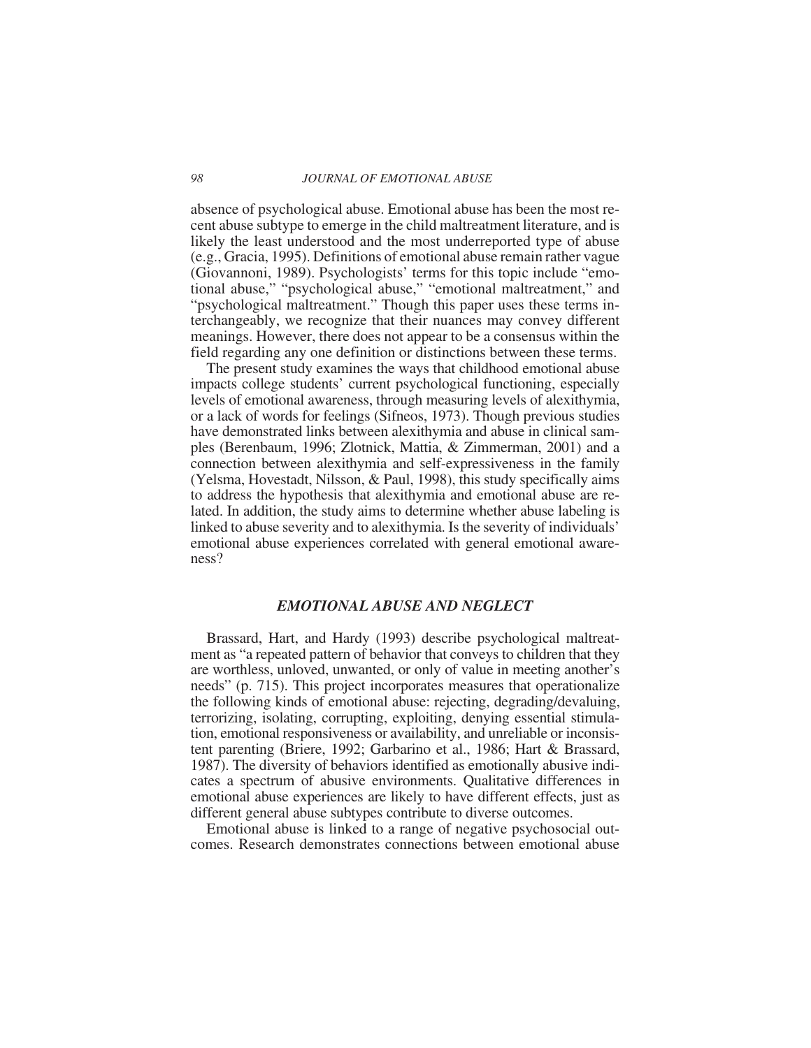absence of psychological abuse. Emotional abuse has been the most recent abuse subtype to emerge in the child maltreatment literature, and is likely the least understood and the most underreported type of abuse (e.g., Gracia, 1995). Definitions of emotional abuse remain rather vague (Giovannoni, 1989). Psychologists' terms for this topic include "emotional abuse," "psychological abuse," "emotional maltreatment," and "psychological maltreatment." Though this paper uses these terms interchangeably, we recognize that their nuances may convey different meanings. However, there does not appear to be a consensus within the field regarding any one definition or distinctions between these terms.

The present study examines the ways that childhood emotional abuse impacts college students' current psychological functioning, especially levels of emotional awareness, through measuring levels of alexithymia, or a lack of words for feelings (Sifneos, 1973). Though previous studies have demonstrated links between alexithymia and abuse in clinical samples (Berenbaum, 1996; Zlotnick, Mattia, & Zimmerman, 2001) and a connection between alexithymia and self-expressiveness in the family (Yelsma, Hovestadt, Nilsson, & Paul, 1998), this study specifically aims to address the hypothesis that alexithymia and emotional abuse are related. In addition, the study aims to determine whether abuse labeling is linked to abuse severity and to alexithymia. Is the severity of individuals' emotional abuse experiences correlated with general emotional awareness?

## *EMOTIONAL ABUSE AND NEGLECT*

Brassard, Hart, and Hardy (1993) describe psychological maltreatment as "a repeated pattern of behavior that conveys to children that they are worthless, unloved, unwanted, or only of value in meeting another's needs" (p. 715). This project incorporates measures that operationalize the following kinds of emotional abuse: rejecting, degrading/devaluing, terrorizing, isolating, corrupting, exploiting, denying essential stimulation, emotional responsiveness or availability, and unreliable or inconsistent parenting (Briere, 1992; Garbarino et al., 1986; Hart & Brassard, 1987). The diversity of behaviors identified as emotionally abusive indicates a spectrum of abusive environments. Qualitative differences in emotional abuse experiences are likely to have different effects, just as different general abuse subtypes contribute to diverse outcomes.

Emotional abuse is linked to a range of negative psychosocial outcomes. Research demonstrates connections between emotional abuse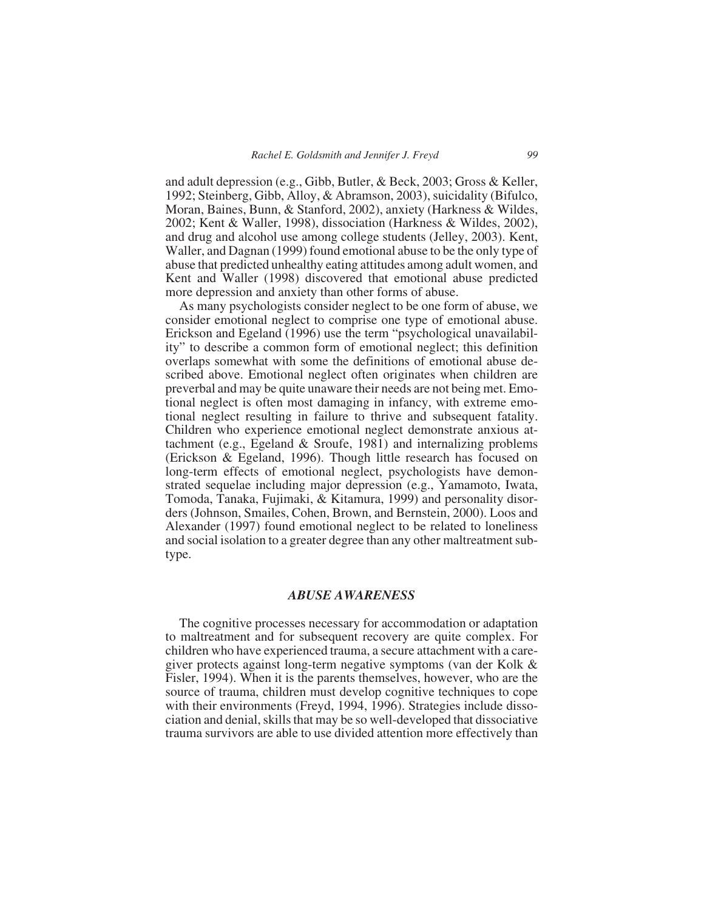and adult depression (e.g., Gibb, Butler, & Beck, 2003; Gross & Keller, 1992; Steinberg, Gibb, Alloy, & Abramson, 2003), suicidality (Bifulco, Moran, Baines, Bunn, & Stanford, 2002), anxiety (Harkness & Wildes, 2002; Kent & Waller, 1998), dissociation (Harkness & Wildes, 2002), and drug and alcohol use among college students (Jelley, 2003). Kent, Waller, and Dagnan (1999) found emotional abuse to be the only type of abuse that predicted unhealthy eating attitudes among adult women, and Kent and Waller (1998) discovered that emotional abuse predicted more depression and anxiety than other forms of abuse.

As many psychologists consider neglect to be one form of abuse, we consider emotional neglect to comprise one type of emotional abuse. Erickson and Egeland (1996) use the term "psychological unavailability" to describe a common form of emotional neglect; this definition overlaps somewhat with some the definitions of emotional abuse described above. Emotional neglect often originates when children are preverbal and may be quite unaware their needs are not being met. Emotional neglect is often most damaging in infancy, with extreme emotional neglect resulting in failure to thrive and subsequent fatality. Children who experience emotional neglect demonstrate anxious attachment (e.g., Egeland & Sroufe, 1981) and internalizing problems (Erickson & Egeland, 1996). Though little research has focused on long-term effects of emotional neglect, psychologists have demonstrated sequelae including major depression (e.g., Yamamoto, Iwata, Tomoda, Tanaka, Fujimaki, & Kitamura, 1999) and personality disorders (Johnson, Smailes, Cohen, Brown, and Bernstein, 2000). Loos and Alexander (1997) found emotional neglect to be related to loneliness and social isolation to a greater degree than any other maltreatment subtype.

## *ABUSE AWARENESS*

The cognitive processes necessary for accommodation or adaptation to maltreatment and for subsequent recovery are quite complex. For children who have experienced trauma, a secure attachment with a caregiver protects against long-term negative symptoms (van der Kolk & Fisler, 1994). When it is the parents themselves, however, who are the source of trauma, children must develop cognitive techniques to cope with their environments (Freyd, 1994, 1996). Strategies include dissociation and denial, skills that may be so well-developed that dissociative trauma survivors are able to use divided attention more effectively than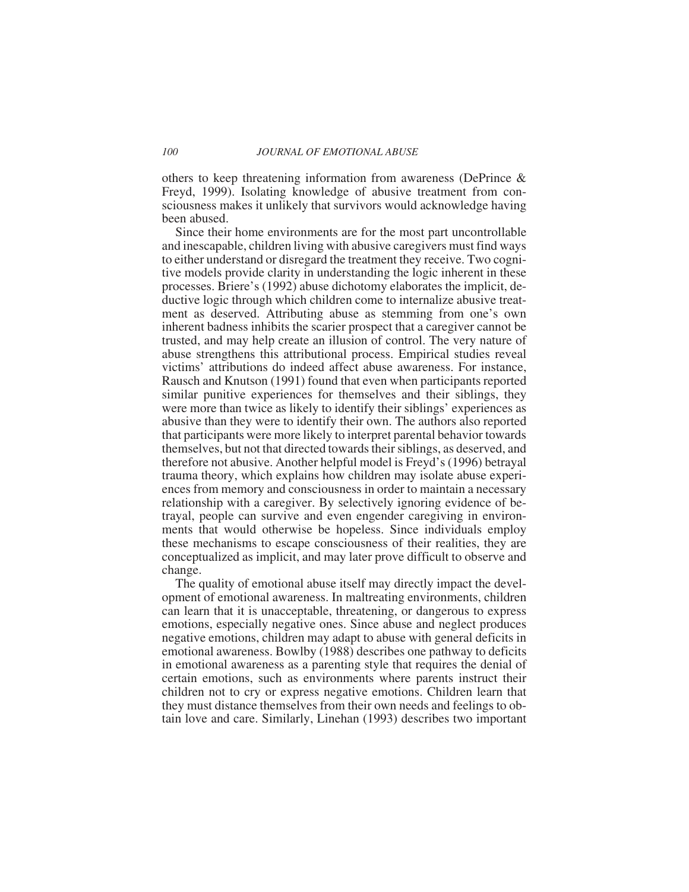others to keep threatening information from awareness (DePrince & Freyd, 1999). Isolating knowledge of abusive treatment from consciousness makes it unlikely that survivors would acknowledge having been abused.

Since their home environments are for the most part uncontrollable and inescapable, children living with abusive caregivers must find ways to either understand or disregard the treatment they receive. Two cognitive models provide clarity in understanding the logic inherent in these processes. Briere's (1992) abuse dichotomy elaborates the implicit, deductive logic through which children come to internalize abusive treatment as deserved. Attributing abuse as stemming from one's own inherent badness inhibits the scarier prospect that a caregiver cannot be trusted, and may help create an illusion of control. The very nature of abuse strengthens this attributional process. Empirical studies reveal victims' attributions do indeed affect abuse awareness. For instance, Rausch and Knutson (1991) found that even when participants reported similar punitive experiences for themselves and their siblings, they were more than twice as likely to identify their siblings' experiences as abusive than they were to identify their own. The authors also reported that participants were more likely to interpret parental behavior towards themselves, but not that directed towards their siblings, as deserved, and therefore not abusive. Another helpful model is Freyd's (1996) betrayal trauma theory, which explains how children may isolate abuse experiences from memory and consciousness in order to maintain a necessary relationship with a caregiver. By selectively ignoring evidence of betrayal, people can survive and even engender caregiving in environments that would otherwise be hopeless. Since individuals employ these mechanisms to escape consciousness of their realities, they are conceptualized as implicit, and may later prove difficult to observe and change.

The quality of emotional abuse itself may directly impact the development of emotional awareness. In maltreating environments, children can learn that it is unacceptable, threatening, or dangerous to express emotions, especially negative ones. Since abuse and neglect produces negative emotions, children may adapt to abuse with general deficits in emotional awareness. Bowlby (1988) describes one pathway to deficits in emotional awareness as a parenting style that requires the denial of certain emotions, such as environments where parents instruct their children not to cry or express negative emotions. Children learn that they must distance themselves from their own needs and feelings to obtain love and care. Similarly, Linehan (1993) describes two important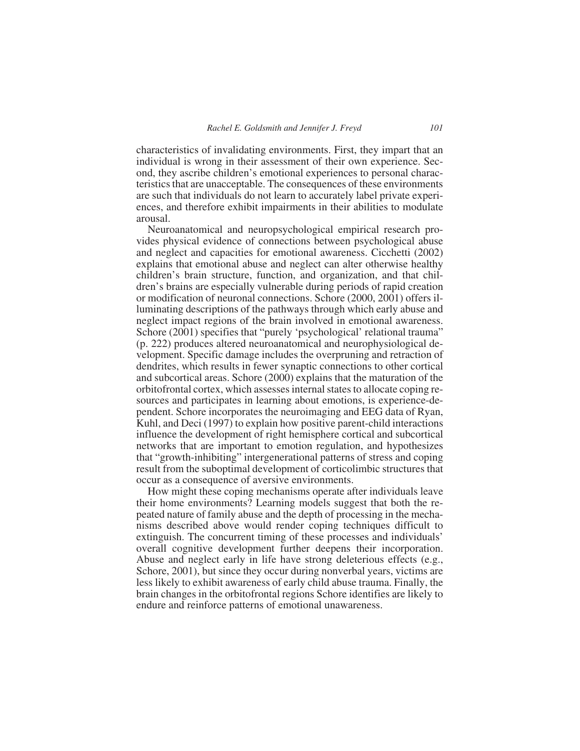characteristics of invalidating environments. First, they impart that an individual is wrong in their assessment of their own experience. Second, they ascribe children's emotional experiences to personal characteristics that are unacceptable. The consequences of these environments are such that individuals do not learn to accurately label private experiences, and therefore exhibit impairments in their abilities to modulate arousal.

Neuroanatomical and neuropsychological empirical research provides physical evidence of connections between psychological abuse and neglect and capacities for emotional awareness. Cicchetti (2002) explains that emotional abuse and neglect can alter otherwise healthy children's brain structure, function, and organization, and that children's brains are especially vulnerable during periods of rapid creation or modification of neuronal connections. Schore (2000, 2001) offers illuminating descriptions of the pathways through which early abuse and neglect impact regions of the brain involved in emotional awareness. Schore (2001) specifies that "purely 'psychological' relational trauma" (p. 222) produces altered neuroanatomical and neurophysiological development. Specific damage includes the overpruning and retraction of dendrites, which results in fewer synaptic connections to other cortical and subcortical areas. Schore (2000) explains that the maturation of the orbitofrontal cortex, which assesses internal states to allocate coping resources and participates in learning about emotions, is experience-dependent. Schore incorporates the neuroimaging and EEG data of Ryan, Kuhl, and Deci (1997) to explain how positive parent-child interactions influence the development of right hemisphere cortical and subcortical networks that are important to emotion regulation, and hypothesizes that "growth-inhibiting" intergenerational patterns of stress and coping result from the suboptimal development of corticolimbic structures that occur as a consequence of aversive environments.

How might these coping mechanisms operate after individuals leave their home environments? Learning models suggest that both the repeated nature of family abuse and the depth of processing in the mechanisms described above would render coping techniques difficult to extinguish. The concurrent timing of these processes and individuals' overall cognitive development further deepens their incorporation. Abuse and neglect early in life have strong deleterious effects (e.g., Schore, 2001), but since they occur during nonverbal years, victims are less likely to exhibit awareness of early child abuse trauma. Finally, the brain changes in the orbitofrontal regions Schore identifies are likely to endure and reinforce patterns of emotional unawareness.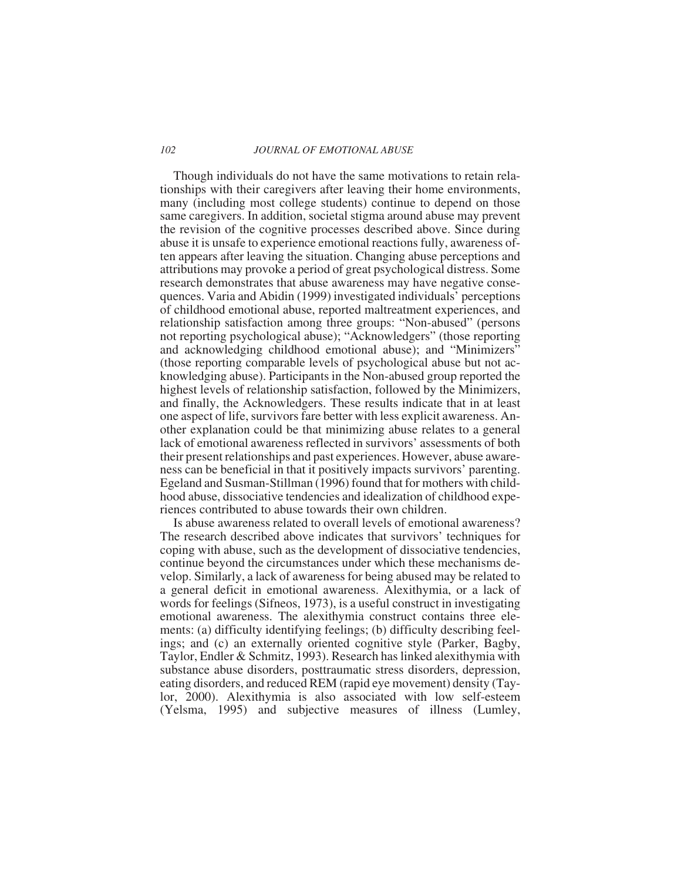Though individuals do not have the same motivations to retain relationships with their caregivers after leaving their home environments, many (including most college students) continue to depend on those same caregivers. In addition, societal stigma around abuse may prevent the revision of the cognitive processes described above. Since during abuse it is unsafe to experience emotional reactions fully, awareness often appears after leaving the situation. Changing abuse perceptions and attributions may provoke a period of great psychological distress. Some research demonstrates that abuse awareness may have negative consequences. Varia and Abidin (1999) investigated individuals' perceptions of childhood emotional abuse, reported maltreatment experiences, and relationship satisfaction among three groups: "Non-abused" (persons not reporting psychological abuse); "Acknowledgers" (those reporting and acknowledging childhood emotional abuse); and "Minimizers" (those reporting comparable levels of psychological abuse but not acknowledging abuse). Participants in the Non-abused group reported the highest levels of relationship satisfaction, followed by the Minimizers, and finally, the Acknowledgers. These results indicate that in at least one aspect of life, survivors fare better with less explicit awareness. Another explanation could be that minimizing abuse relates to a general lack of emotional awareness reflected in survivors' assessments of both their present relationships and past experiences. However, abuse awareness can be beneficial in that it positively impacts survivors' parenting. Egeland and Susman-Stillman (1996) found that for mothers with childhood abuse, dissociative tendencies and idealization of childhood experiences contributed to abuse towards their own children.

Is abuse awareness related to overall levels of emotional awareness? The research described above indicates that survivors' techniques for coping with abuse, such as the development of dissociative tendencies, continue beyond the circumstances under which these mechanisms develop. Similarly, a lack of awareness for being abused may be related to a general deficit in emotional awareness. Alexithymia, or a lack of words for feelings (Sifneos, 1973), is a useful construct in investigating emotional awareness. The alexithymia construct contains three elements: (a) difficulty identifying feelings; (b) difficulty describing feelings; and (c) an externally oriented cognitive style (Parker, Bagby, Taylor, Endler & Schmitz, 1993). Research has linked alexithymia with substance abuse disorders, posttraumatic stress disorders, depression, eating disorders, and reduced REM (rapid eye movement) density (Taylor, 2000). Alexithymia is also associated with low self-esteem (Yelsma, 1995) and subjective measures of illness (Lumley,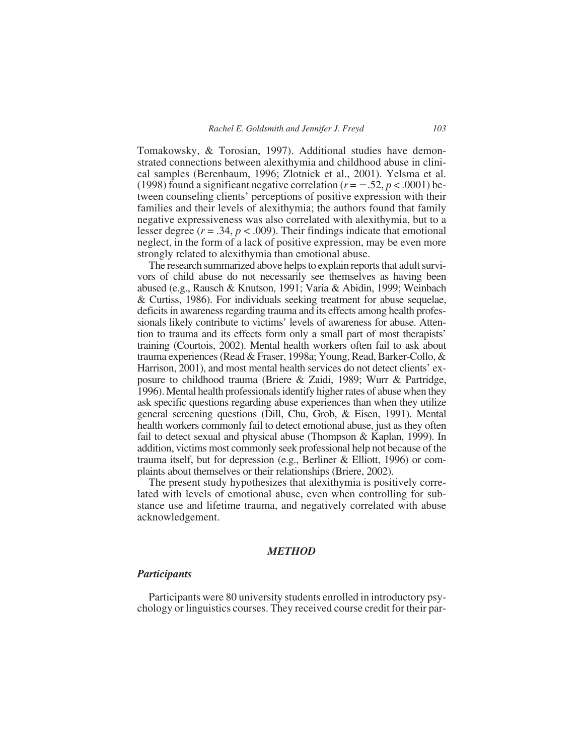Tomakowsky, & Torosian, 1997). Additional studies have demonstrated connections between alexithymia and childhood abuse in clinical samples (Berenbaum, 1996; Zlotnick et al., 2001). Yelsma et al. (1998) found a significant negative correlation ($r = -.52$, $p < .0001$) between counseling clients' perceptions of positive expression with their families and their levels of alexithymia; the authors found that family negative expressiveness was also correlated with alexithymia, but to a lesser degree ($r = .34$, $p < .009$). Their findings indicate that emotional neglect, in the form of a lack of positive expression, may be even more strongly related to alexithymia than emotional abuse.

The research summarized above helps to explain reports that adult survivors of child abuse do not necessarily see themselves as having been abused (e.g., Rausch & Knutson, 1991; Varia & Abidin, 1999; Weinbach & Curtiss, 1986). For individuals seeking treatment for abuse sequelae, deficits in awareness regarding trauma and its effects among health professionals likely contribute to victims' levels of awareness for abuse. Attention to trauma and its effects form only a small part of most therapists' training (Courtois, 2002). Mental health workers often fail to ask about trauma experiences (Read & Fraser, 1998a; Young, Read, Barker-Collo, & Harrison, 2001), and most mental health services do not detect clients' exposure to childhood trauma (Briere & Zaidi, 1989; Wurr & Partridge, 1996). Mental health professionals identify higher rates of abuse when they ask specific questions regarding abuse experiences than when they utilize general screening questions (Dill, Chu, Grob, & Eisen, 1991). Mental health workers commonly fail to detect emotional abuse, just as they often fail to detect sexual and physical abuse (Thompson & Kaplan, 1999). In addition, victims most commonly seek professional help not because of the trauma itself, but for depression (e.g., Berliner & Elliott, 1996) or complaints about themselves or their relationships (Briere, 2002).

The present study hypothesizes that alexithymia is positively correlated with levels of emotional abuse, even when controlling for substance use and lifetime trauma, and negatively correlated with abuse acknowledgement.

## *METHOD*

### *Participants*

Participants were 80 university students enrolled in introductory psychology or linguistics courses. They received course credit for their par-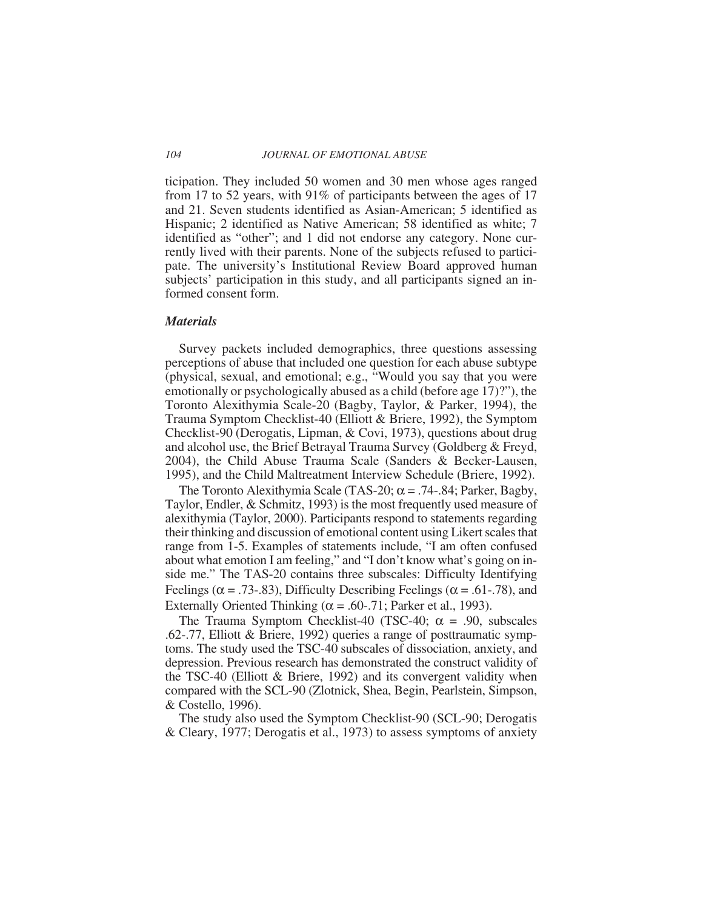ticipation. They included 50 women and 30 men whose ages ranged from 17 to 52 years, with 91% of participants between the ages of 17 and 21. Seven students identified as Asian-American; 5 identified as Hispanic; 2 identified as Native American; 58 identified as white; 7 identified as "other"; and 1 did not endorse any category. None currently lived with their parents. None of the subjects refused to participate. The university's Institutional Review Board approved human subjects' participation in this study, and all participants signed an informed consent form.

### *Materials*

Survey packets included demographics, three questions assessing perceptions of abuse that included one question for each abuse subtype (physical, sexual, and emotional; e.g., "Would you say that you were emotionally or psychologically abused as a child (before age 17)?"), the Toronto Alexithymia Scale-20 (Bagby, Taylor, & Parker, 1994), the Trauma Symptom Checklist-40 (Elliott & Briere, 1992), the Symptom Checklist-90 (Derogatis, Lipman, & Covi, 1973), questions about drug and alcohol use, the Brief Betrayal Trauma Survey (Goldberg & Freyd, 2004), the Child Abuse Trauma Scale (Sanders & Becker-Lausen, 1995), and the Child Maltreatment Interview Schedule (Briere, 1992).

The Toronto Alexithymia Scale (TAS-20; $\alpha$ = .74-.84; Parker, Bagby, Taylor, Endler, & Schmitz, 1993) is the most frequently used measure of alexithymia (Taylor, 2000). Participants respond to statements regarding their thinking and discussion of emotional content using Likert scales that range from 1-5. Examples of statements include, "I am often confused about what emotion I am feeling," and "I don't know what's going on inside me." The TAS-20 contains three subscales: Difficulty Identifying Feelings ($\alpha$ = .73-.83), Difficulty Describing Feelings ($\alpha$ = .61-.78), and Externally Oriented Thinking ($\alpha$ = .60-.71; Parker et al., 1993).

The Trauma Symptom Checklist-40 (TSC-40; $\alpha$ = .90, subscales .62-.77, Elliott & Briere, 1992) queries a range of posttraumatic symptoms. The study used the TSC-40 subscales of dissociation, anxiety, and depression. Previous research has demonstrated the construct validity of the TSC-40 (Elliott & Briere, 1992) and its convergent validity when compared with the SCL-90 (Zlotnick, Shea, Begin, Pearlstein, Simpson, & Costello, 1996).

The study also used the Symptom Checklist-90 (SCL-90; Derogatis & Cleary, 1977; Derogatis et al., 1973) to assess symptoms of anxiety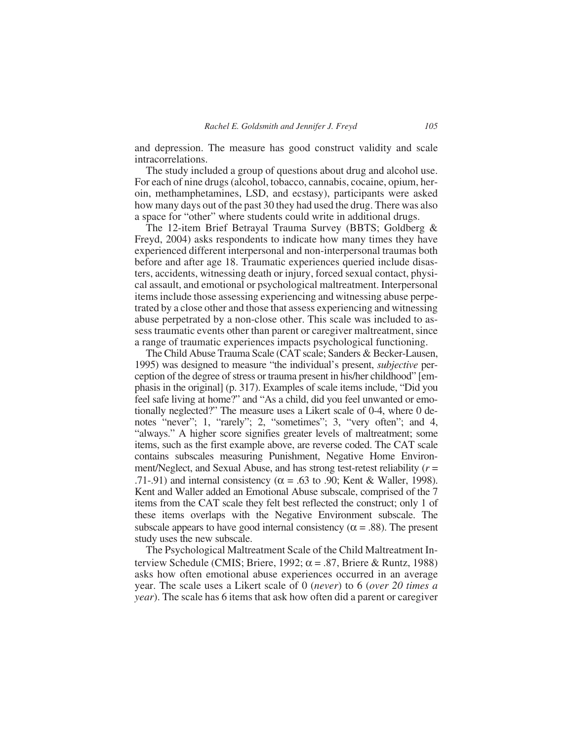and depression. The measure has good construct validity and scale intracorrelations.

The study included a group of questions about drug and alcohol use. For each of nine drugs (alcohol, tobacco, cannabis, cocaine, opium, heroin, methamphetamines, LSD, and ecstasy), participants were asked how many days out of the past 30 they had used the drug. There was also a space for "other" where students could write in additional drugs.

The 12-item Brief Betrayal Trauma Survey (BBTS; Goldberg & Freyd, 2004) asks respondents to indicate how many times they have experienced different interpersonal and non-interpersonal traumas both before and after age 18. Traumatic experiences queried include disasters, accidents, witnessing death or injury, forced sexual contact, physical assault, and emotional or psychological maltreatment. Interpersonal items include those assessing experiencing and witnessing abuse perpetrated by a close other and those that assess experiencing and witnessing abuse perpetrated by a non-close other. This scale was included to assess traumatic events other than parent or caregiver maltreatment, since a range of traumatic experiences impacts psychological functioning.

The Child Abuse Trauma Scale (CAT scale; Sanders & Becker-Lausen, 1995) was designed to measure "the individual's present, *subjective* perception of the degree of stress or trauma present in his/her childhood" [emphasis in the original] (p. 317). Examples of scale items include, "Did you feel safe living at home?" and "As a child, did you feel unwanted or emotionally neglected?" The measure uses a Likert scale of 0-4, where 0 denotes "never"; 1, "rarely"; 2, "sometimes"; 3, "very often"; and 4, "always." A higher score signifies greater levels of maltreatment; some items, such as the first example above, are reverse coded. The CAT scale contains subscales measuring Punishment, Negative Home Environment/Neglect, and Sexual Abuse, and has strong test-retest reliability ($r$ = .71-.91) and internal consistency ($\alpha$ = .63 to .90; Kent & Waller, 1998). Kent and Waller added an Emotional Abuse subscale, comprised of the 7 items from the CAT scale they felt best reflected the construct; only 1 of these items overlaps with the Negative Environment subscale. The subscale appears to have good internal consistency ($\alpha$ = .88). The present study uses the new subscale.

The Psychological Maltreatment Scale of the Child Maltreatment Interview Schedule (CMIS; Briere, 1992; $\alpha$ = .87, Briere & Runtz, 1988) asks how often emotional abuse experiences occurred in an average year. The scale uses a Likert scale of 0 (*never*) to 6 (*over 20 times a year*). The scale has 6 items that ask how often did a parent or caregiver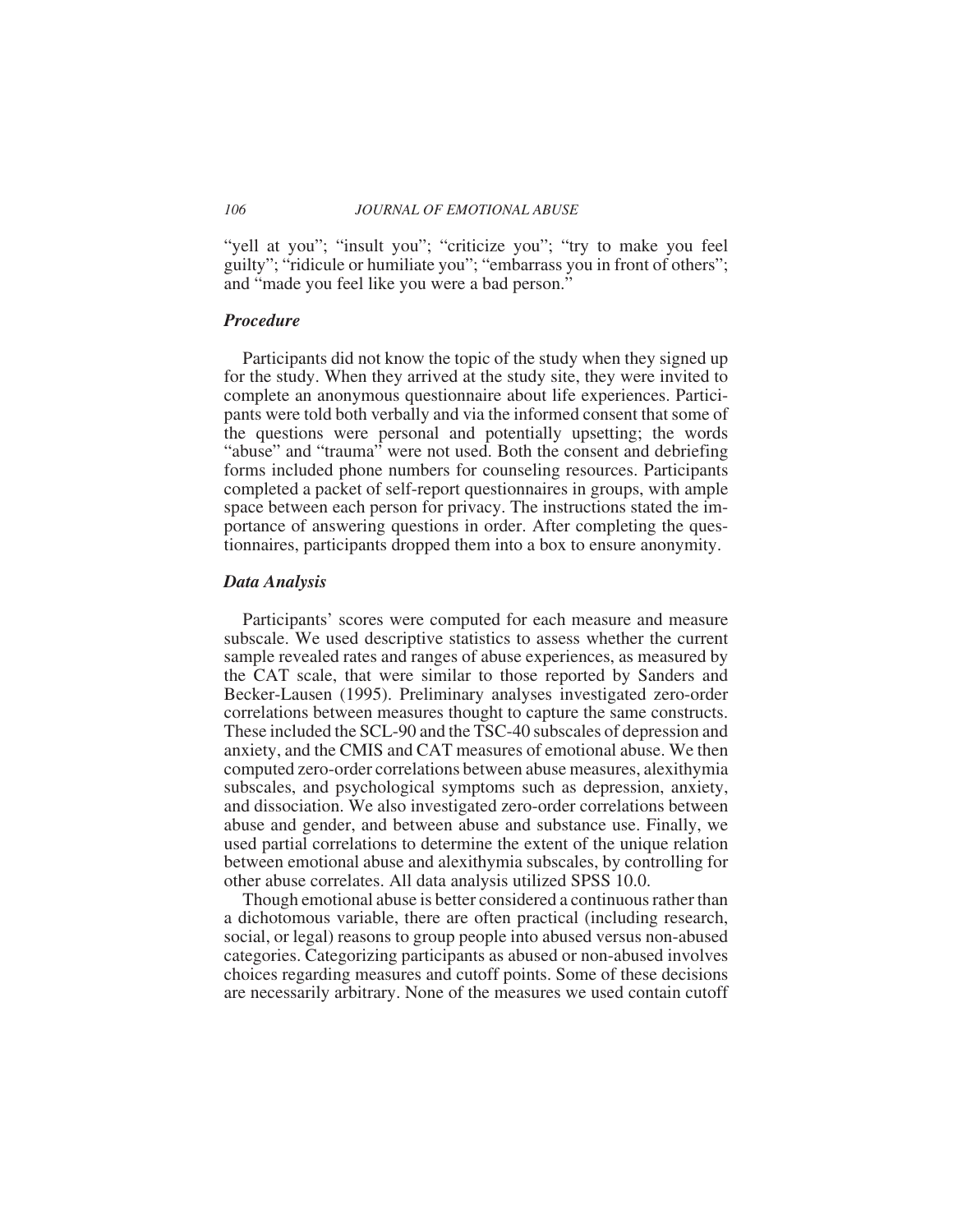"yell at you"; "insult you"; "criticize you"; "try to make you feel guilty"; "ridicule or humiliate you"; "embarrass you in front of others"; and "made you feel like you were a bad person."

### *Procedure*

Participants did not know the topic of the study when they signed up for the study. When they arrived at the study site, they were invited to complete an anonymous questionnaire about life experiences. Participants were told both verbally and via the informed consent that some of the questions were personal and potentially upsetting; the words "abuse" and "trauma" were not used. Both the consent and debriefing forms included phone numbers for counseling resources. Participants completed a packet of self-report questionnaires in groups, with ample space between each person for privacy. The instructions stated the importance of answering questions in order. After completing the questionnaires, participants dropped them into a box to ensure anonymity.

### *Data Analysis*

Participants' scores were computed for each measure and measure subscale. We used descriptive statistics to assess whether the current sample revealed rates and ranges of abuse experiences, as measured by the CAT scale, that were similar to those reported by Sanders and Becker-Lausen (1995). Preliminary analyses investigated zero-order correlations between measures thought to capture the same constructs. These included the SCL-90 and the TSC-40 subscales of depression and anxiety, and the CMIS and CAT measures of emotional abuse. We then computed zero-order correlations between abuse measures, alexithymia subscales, and psychological symptoms such as depression, anxiety, and dissociation. We also investigated zero-order correlations between abuse and gender, and between abuse and substance use. Finally, we used partial correlations to determine the extent of the unique relation between emotional abuse and alexithymia subscales, by controlling for other abuse correlates. All data analysis utilized SPSS 10.0.

Though emotional abuse is better considered a continuous rather than a dichotomous variable, there are often practical (including research, social, or legal) reasons to group people into abused versus non-abused categories. Categorizing participants as abused or non-abused involves choices regarding measures and cutoff points. Some of these decisions are necessarily arbitrary. None of the measures we used contain cutoff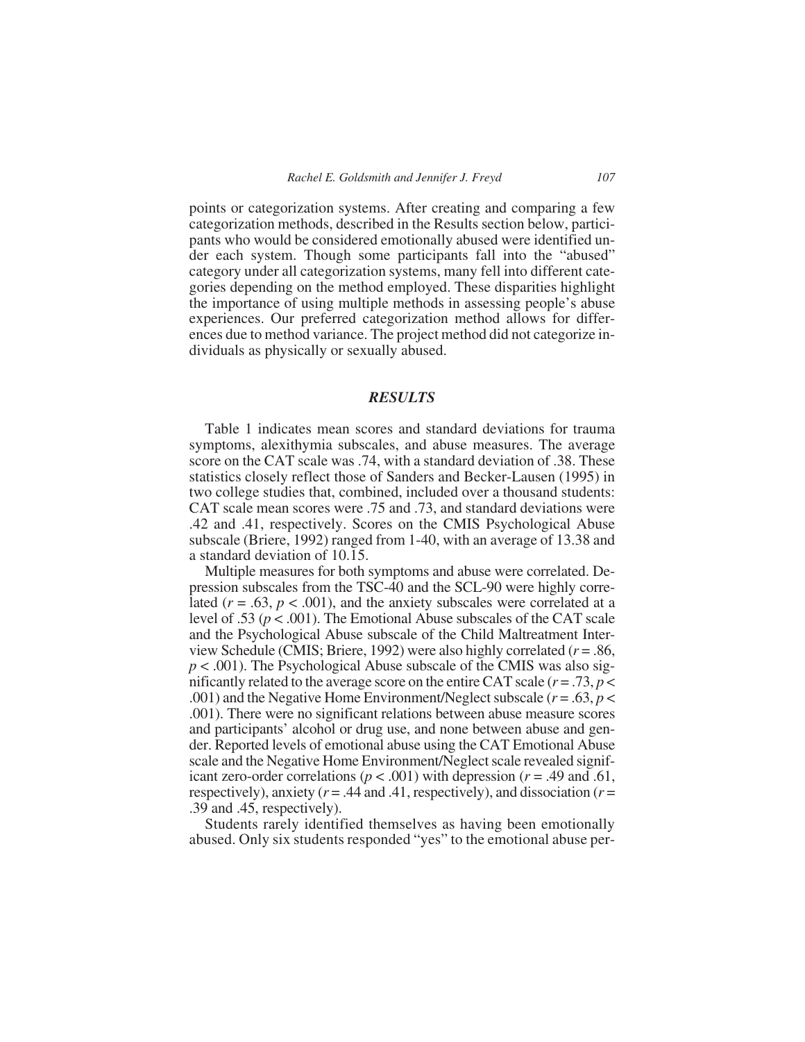points or categorization systems. After creating and comparing a few categorization methods, described in the Results section below, participants who would be considered emotionally abused were identified under each system. Though some participants fall into the "abused" category under all categorization systems, many fell into different categories depending on the method employed. These disparities highlight the importance of using multiple methods in assessing people's abuse experiences. Our preferred categorization method allows for differences due to method variance. The project method did not categorize individuals as physically or sexually abused.

## *RESULTS*

Table 1 indicates mean scores and standard deviations for trauma symptoms, alexithymia subscales, and abuse measures. The average score on the CAT scale was .74, with a standard deviation of .38. These statistics closely reflect those of Sanders and Becker-Lausen (1995) in two college studies that, combined, included over a thousand students: CAT scale mean scores were .75 and .73, and standard deviations were .42 and .41, respectively. Scores on the CMIS Psychological Abuse subscale (Briere, 1992) ranged from 1-40, with an average of 13.38 and a standard deviation of 10.15.

Multiple measures for both symptoms and abuse were correlated. Depression subscales from the TSC-40 and the SCL-90 were highly correlated ($r = .63$, $p < .001$), and the anxiety subscales were correlated at a level of .53 ($p < .001$). The Emotional Abuse subscales of the CAT scale and the Psychological Abuse subscale of the Child Maltreatment Interview Schedule (CMIS; Briere, 1992) were also highly correlated ($r = .86$, $p < .001$). The Psychological Abuse subscale of the CMIS was also significantly related to the average score on the entire CAT scale ($r = .73$, $p < .001$) and the Negative Home Environment/Neglect subscale ($r = .63$, $p < .001$). There were no significant relations between abuse measure scores and participants' alcohol or drug use, and none between abuse and gender. Reported levels of emotional abuse using the CAT Emotional Abuse scale and the Negative Home Environment/Neglect scale revealed significant zero-order correlations ($p < .001$) with depression ($r = .49$ and .61, respectively), anxiety ($r = .44$ and .41, respectively), and dissociation ($r = .39$ and .45, respectively).

Students rarely identified themselves as having been emotionally abused. Only six students responded "yes" to the emotional abuse per-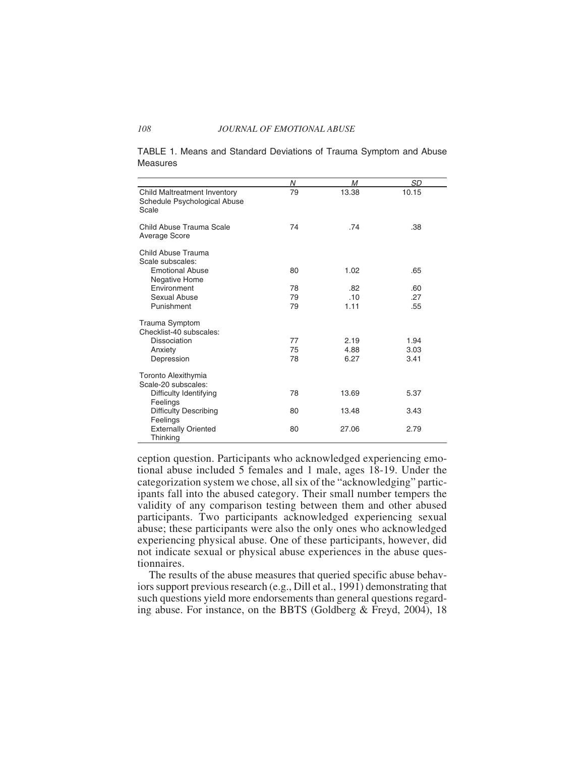TABLE 1. Means and Standard Deviations of Trauma Symptom and Abuse Measures

| | *N* | *M* | *SD* |
|---|---|---|---|
| Child Maltreatment Inventory Schedule Psychological Abuse Scale | 79 | 13.38 | 10.15 |
| Child Abuse Trauma Scale Average Score | 74 | .74 | .38 |
| Child Abuse Trauma Scale subscales: | | | |
| Emotional Abuse | 80 | 1.02 | .65 |
| Negative Home Environment | 78 | .82 | .60 |
| Sexual Abuse | 79 | .10 | .27 |
| Punishment | 79 | 1.11 | .55 |
| Trauma Symptom Checklist-40 subscales: | | | |
| Dissociation | 77 | 2.19 | 1.94 |
| Anxiety | 75 | 4.88 | 3.03 |
| Depression | 78 | 6.27 | 3.41 |
| Toronto Alexithymia Scale-20 subscales: | | | |
| Difficulty Identifying Feelings | 78 | 13.69 | 5.37 |
| Difficulty Describing Feelings | 80 | 13.48 | 3.43 |
| Externally Oriented Thinking | 80 | 27.06 | 2.79 |

ception question. Participants who acknowledged experiencing emotional abuse included 5 females and 1 male, ages 18-19. Under the categorization system we chose, all six of the "acknowledging" participants fall into the abused category. Their small number tempers the validity of any comparison testing between them and other abused participants. Two participants acknowledged experiencing sexual abuse; these participants were also the only ones who acknowledged experiencing physical abuse. One of these participants, however, did not indicate sexual or physical abuse experiences in the abuse questionnaires.

The results of the abuse measures that queried specific abuse behaviors support previous research (e.g., Dill et al., 1991) demonstrating that such questions yield more endorsements than general questions regarding abuse. For instance, on the BBTS (Goldberg & Freyd, 2004), 18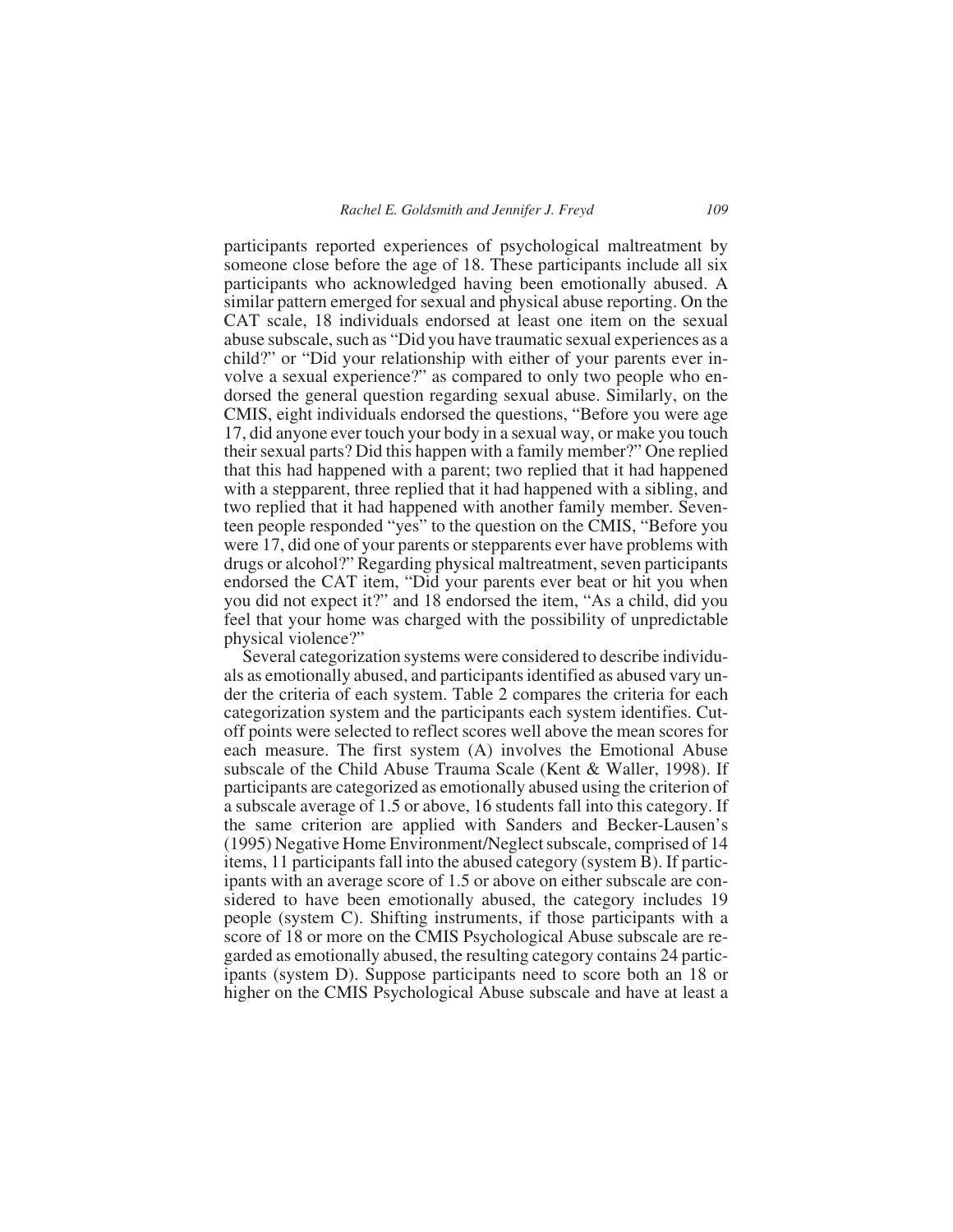participants reported experiences of psychological maltreatment by someone close before the age of 18. These participants include all six participants who acknowledged having been emotionally abused. A similar pattern emerged for sexual and physical abuse reporting. On the CAT scale, 18 individuals endorsed at least one item on the sexual abuse subscale, such as "Did you have traumatic sexual experiences as a child?" or "Did your relationship with either of your parents ever involve a sexual experience?" as compared to only two people who endorsed the general question regarding sexual abuse. Similarly, on the CMIS, eight individuals endorsed the questions, "Before you were age 17, did anyone ever touch your body in a sexual way, or make you touch their sexual parts? Did this happen with a family member?" One replied that this had happened with a parent; two replied that it had happened with a stepparent, three replied that it had happened with a sibling, and two replied that it had happened with another family member. Seventeen people responded "yes" to the question on the CMIS, "Before you were 17, did one of your parents or stepparents ever have problems with drugs or alcohol?" Regarding physical maltreatment, seven participants endorsed the CAT item, "Did your parents ever beat or hit you when you did not expect it?" and 18 endorsed the item, "As a child, did you feel that your home was charged with the possibility of unpredictable physical violence?"

Several categorization systems were considered to describe individuals as emotionally abused, and participants identified as abused vary under the criteria of each system. Table 2 compares the criteria for each categorization system and the participants each system identifies. Cutoff points were selected to reflect scores well above the mean scores for each measure. The first system (A) involves the Emotional Abuse subscale of the Child Abuse Trauma Scale (Kent & Waller, 1998). If participants are categorized as emotionally abused using the criterion of a subscale average of 1.5 or above, 16 students fall into this category. If the same criterion are applied with Sanders and Becker-Lausen's (1995) Negative Home Environment/Neglect subscale, comprised of 14 items, 11 participants fall into the abused category (system B). If participants with an average score of 1.5 or above on either subscale are considered to have been emotionally abused, the category includes 19 people (system C). Shifting instruments, if those participants with a score of 18 or more on the CMIS Psychological Abuse subscale are regarded as emotionally abused, the resulting category contains 24 participants (system D). Suppose participants need to score both an 18 or higher on the CMIS Psychological Abuse subscale and have at least a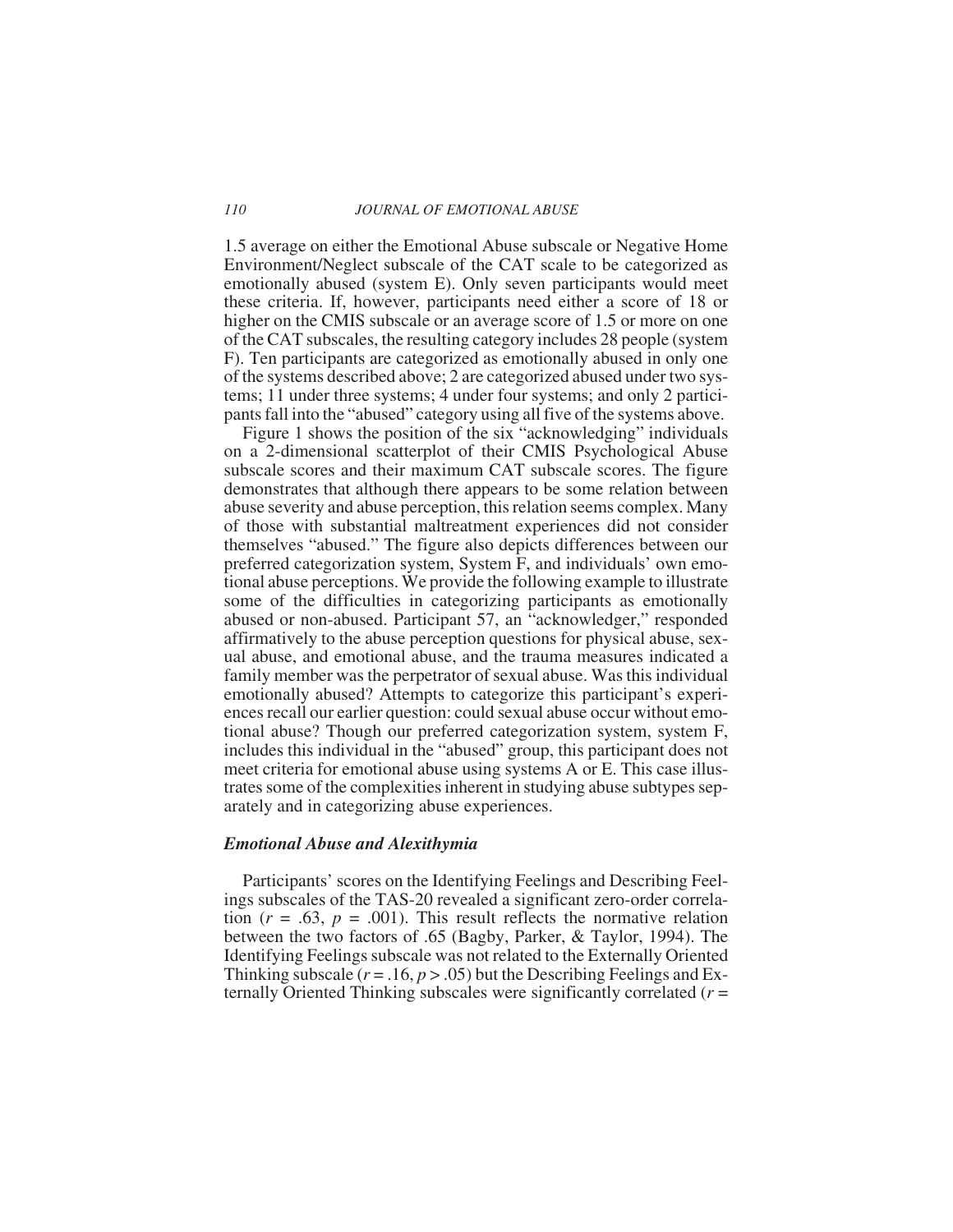1.5 average on either the Emotional Abuse subscale or Negative Home Environment/Neglect subscale of the CAT scale to be categorized as emotionally abused (system E). Only seven participants would meet these criteria. If, however, participants need either a score of 18 or higher on the CMIS subscale or an average score of 1.5 or more on one of the CAT subscales, the resulting category includes 28 people (system F). Ten participants are categorized as emotionally abused in only one of the systems described above; 2 are categorized abused under two systems; 11 under three systems; 4 under four systems; and only 2 participants fall into the "abused" category using all five of the systems above.

Figure 1 shows the position of the six "acknowledging" individuals on a 2-dimensional scatterplot of their CMIS Psychological Abuse subscale scores and their maximum CAT subscale scores. The figure demonstrates that although there appears to be some relation between abuse severity and abuse perception, this relation seems complex. Many of those with substantial maltreatment experiences did not consider themselves "abused." The figure also depicts differences between our preferred categorization system, System F, and individuals' own emotional abuse perceptions. We provide the following example to illustrate some of the difficulties in categorizing participants as emotionally abused or non-abused. Participant 57, an "acknowledger," responded affirmatively to the abuse perception questions for physical abuse, sexual abuse, and emotional abuse, and the trauma measures indicated a family member was the perpetrator of sexual abuse. Was this individual emotionally abused? Attempts to categorize this participant's experiences recall our earlier question: could sexual abuse occur without emotional abuse? Though our preferred categorization system, system F, includes this individual in the "abused" group, this participant does not meet criteria for emotional abuse using systems A or E. This case illustrates some of the complexities inherent in studying abuse subtypes separately and in categorizing abuse experiences.

### *Emotional Abuse and Alexithymia*

Participants' scores on the Identifying Feelings and Describing Feelings subscales of the TAS-20 revealed a significant zero-order correlation ($r$ = .63, $p$ = .001). This result reflects the normative relation between the two factors of .65 (Bagby, Parker, & Taylor, 1994). The Identifying Feelings subscale was not related to the Externally Oriented Thinking subscale ($r$ = .16, $p$ > .05) but the Describing Feelings and Externally Oriented Thinking subscales were significantly correlated ($r$ =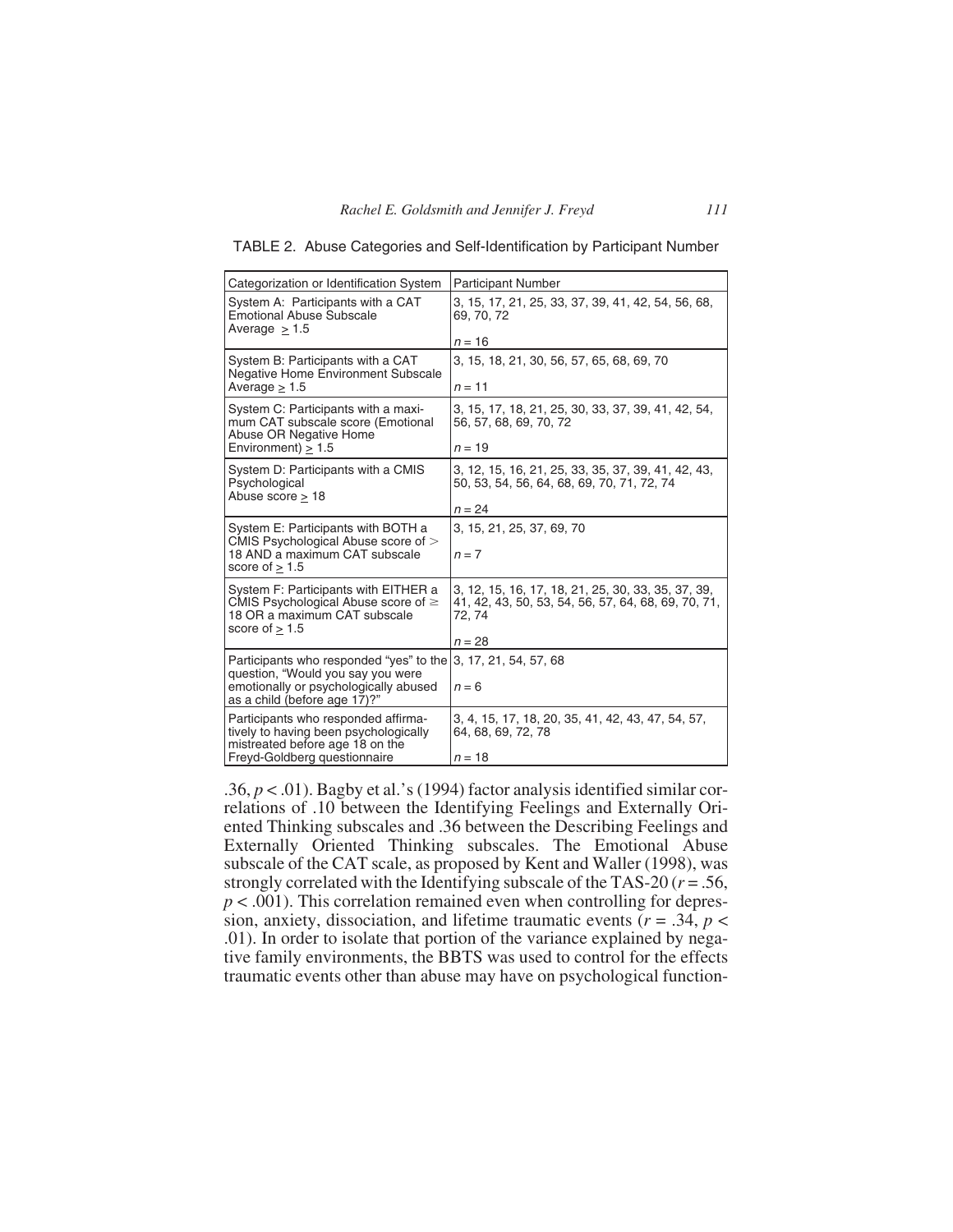TABLE 2. Abuse Categories and Self-Identification by Participant Number

| Categorization or Identification System | Participant Number |
|---|---|
| System A: Participants with a CAT Emotional Abuse Subscale Average ≥ 1.5 | 3, 15, 17, 21, 25, 33, 37, 39, 41, 42, 54, 56, 68, 69, 70, 72<br><br>$n = 16$ |
| System B: Participants with a CAT Negative Home Environment Subscale Average ≥ 1.5 | 3, 15, 18, 21, 30, 56, 57, 65, 68, 69, 70<br><br>$n = 11$ |
| System C: Participants with a maximum CAT subscale score (Emotional Abuse OR Negative Home Environment) ≥ 1.5 | 3, 15, 17, 18, 21, 25, 30, 33, 37, 39, 41, 42, 54, 56, 57, 68, 69, 70, 72<br><br>$n = 19$ |
| System D: Participants with a CMIS Psychological Abuse score ≥ 18 | 3, 12, 15, 16, 21, 25, 33, 35, 37, 39, 41, 42, 43, 50, 53, 54, 56, 64, 68, 69, 70, 71, 72, 74<br><br>$n = 24$ |
| System E: Participants with BOTH a CMIS Psychological Abuse score of > 18 AND a maximum CAT subscale score of ≥ 1.5 | 3, 15, 21, 25, 37, 69, 70<br><br>$n = 7$ |
| System F: Participants with EITHER a CMIS Psychological Abuse score of ≥ 18 OR a maximum CAT subscale score of ≥ 1.5 | 3, 12, 15, 16, 17, 18, 21, 25, 30, 33, 35, 37, 39, 41, 42, 43, 50, 53, 54, 56, 57, 64, 68, 69, 70, 71, 72, 74<br><br>$n = 28$ |
| Participants who responded "yes" to the question, "Would you say you were emotionally or psychologically abused as a child (before age 17)?" | 3, 17, 21, 54, 57, 68<br><br>$n = 6$ |
| Participants who responded affirmatively to having been psychologically mistreated before age 18 on the Freyd-Goldberg questionnaire | 3, 4, 15, 17, 18, 20, 35, 41, 42, 43, 47, 54, 57, 64, 68, 69, 72, 78<br><br>$n = 18$ |

.36, $p < .01$). Bagby et al.'s (1994) factor analysis identified similar correlations of .10 between the Identifying Feelings and Externally Oriented Thinking subscales and .36 between the Describing Feelings and Externally Oriented Thinking subscales. The Emotional Abuse subscale of the CAT scale, as proposed by Kent and Waller (1998), was strongly correlated with the Identifying subscale of the TAS-20 ($r = .56$, $p < .001$). This correlation remained even when controlling for depression, anxiety, dissociation, and lifetime traumatic events ($r = .34$, $p < .01$). In order to isolate that portion of the variance explained by negative family environments, the BBTS was used to control for the effects traumatic events other than abuse may have on psychological function-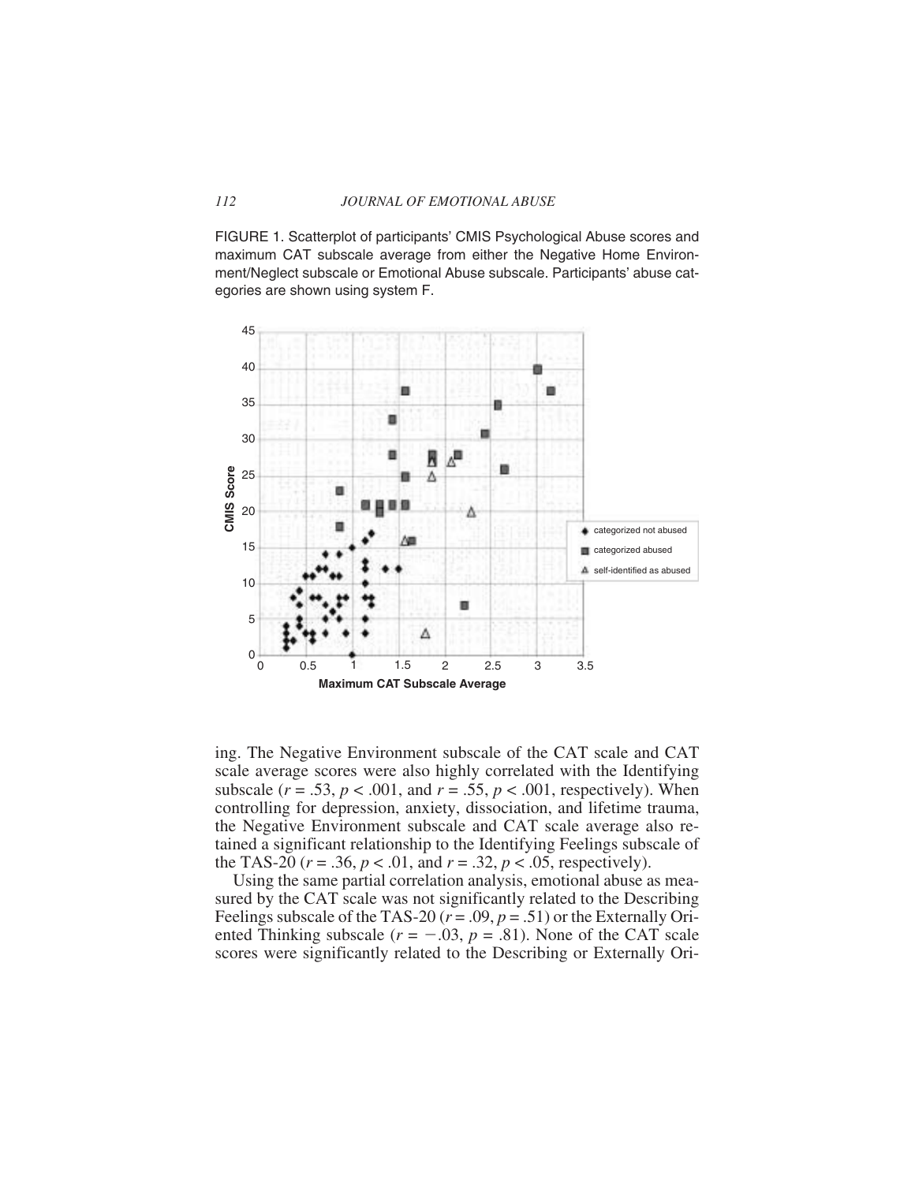FIGURE 1. Scatterplot of participants' CMIS Psychological Abuse scores and maximum CAT subscale average from either the Negative Home Environment/Neglect subscale or Emotional Abuse subscale. Participants' abuse categories are shown using system F.

ing. The Negative Environment subscale of the CAT scale and CAT scale average scores were also highly correlated with the Identifying subscale ($r = .53$, $p < .001$, and $r = .55$, $p < .001$, respectively). When controlling for depression, anxiety, dissociation, and lifetime trauma, the Negative Environment subscale and CAT scale average also retained a significant relationship to the Identifying Feelings subscale of the TAS-20 ($r = .36$, $p < .01$, and $r = .32$, $p < .05$, respectively).

Using the same partial correlation analysis, emotional abuse as measured by the CAT scale was not significantly related to the Describing Feelings subscale of the TAS-20 ($r = .09$, $p = .51$) or the Externally Oriented Thinking subscale ($r = -.03$, $p = .81$). None of the CAT scale scores were significantly related to the Describing or Externally Ori-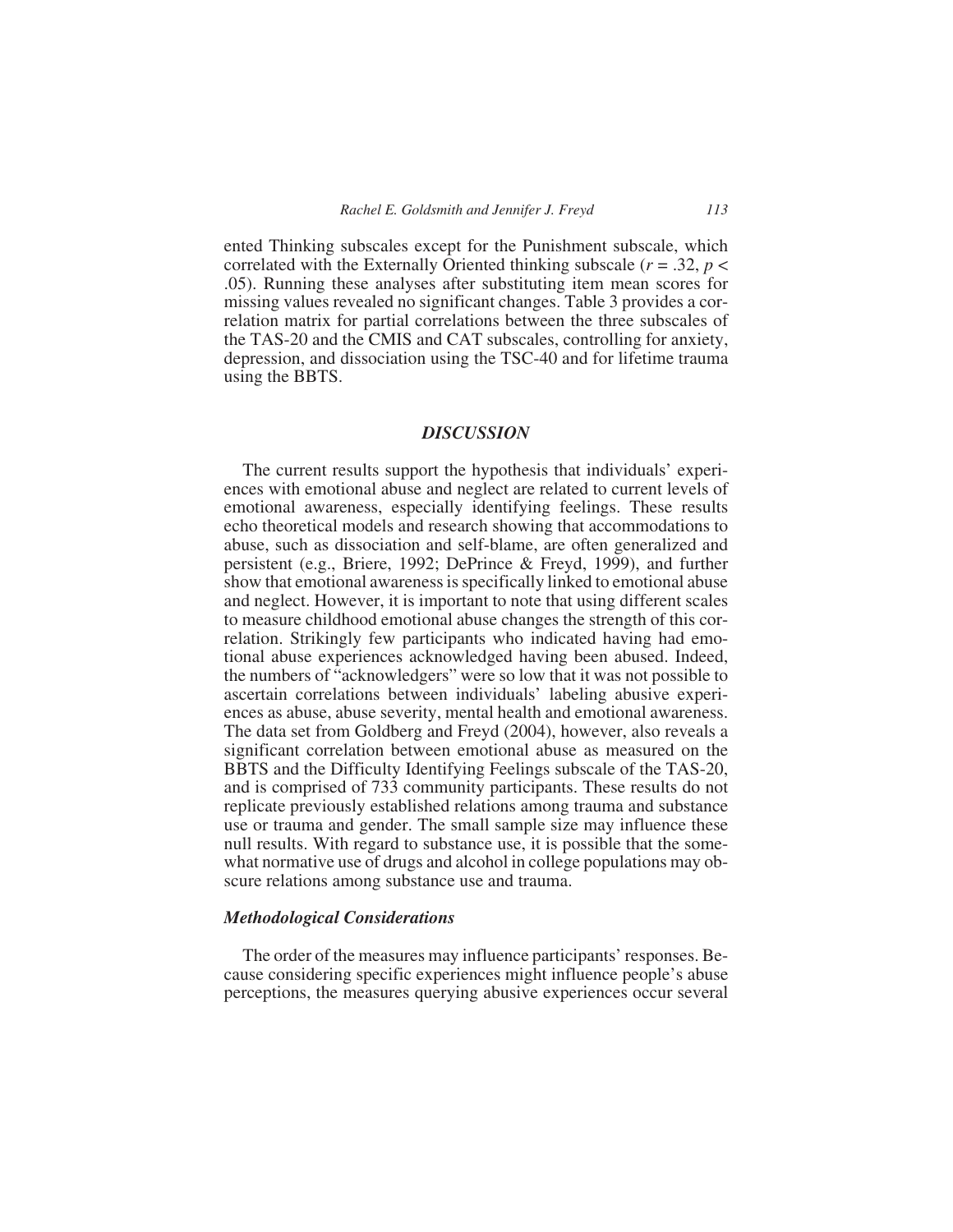ented Thinking subscales except for the Punishment subscale, which correlated with the Externally Oriented thinking subscale ($r = .32$, $p < .05$). Running these analyses after substituting item mean scores for missing values revealed no significant changes. Table 3 provides a correlation matrix for partial correlations between the three subscales of the TAS-20 and the CMIS and CAT subscales, controlling for anxiety, depression, and dissociation using the TSC-40 and for lifetime trauma using the BBTS.

## *DISCUSSION*

The current results support the hypothesis that individuals' experiences with emotional abuse and neglect are related to current levels of emotional awareness, especially identifying feelings. These results echo theoretical models and research showing that accommodations to abuse, such as dissociation and self-blame, are often generalized and persistent (e.g., Briere, 1992; DePrince & Freyd, 1999), and further show that emotional awareness is specifically linked to emotional abuse and neglect. However, it is important to note that using different scales to measure childhood emotional abuse changes the strength of this correlation. Strikingly few participants who indicated having had emotional abuse experiences acknowledged having been abused. Indeed, the numbers of "acknowledgers" were so low that it was not possible to ascertain correlations between individuals' labeling abusive experiences as abuse, abuse severity, mental health and emotional awareness. The data set from Goldberg and Freyd (2004), however, also reveals a significant correlation between emotional abuse as measured on the BBTS and the Difficulty Identifying Feelings subscale of the TAS-20, and is comprised of 733 community participants. These results do not replicate previously established relations among trauma and substance use or trauma and gender. The small sample size may influence these null results. With regard to substance use, it is possible that the somewhat normative use of drugs and alcohol in college populations may obscure relations among substance use and trauma.

### *Methodological Considerations*

The order of the measures may influence participants' responses. Because considering specific experiences might influence people's abuse perceptions, the measures querying abusive experiences occur several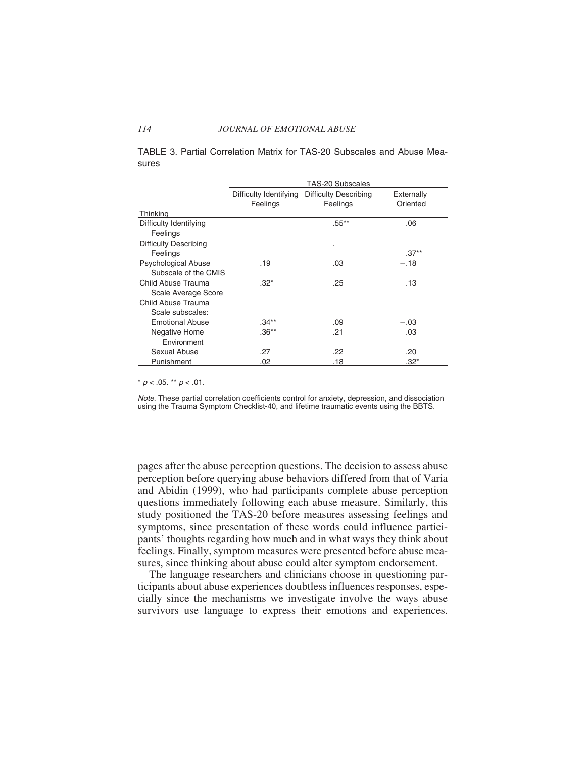TABLE 3. Partial Correlation Matrix for TAS-20 Subscales and Abuse Measures

| | TAS-20 Subscales | | |
|---|---|---|---|
| | Difficulty Identifying Feelings | Difficulty Describing Feelings | Externally Oriented |
| Thinking | | | |
| Difficulty Identifying Feelings | | .55** | .06 |
| Difficulty Describing Feelings | | . | .37** |
| Psychological Abuse Subscale of the CMIS | .19 | .03 | −.18 |
| Child Abuse Trauma Scale Average Score | .32* | .25 | .13 |
| Child Abuse Trauma Scale subscales: | | | |
| Emotional Abuse | .34** | .09 | −.03 |
| Negative Home Environment | .36** | .21 | .03 |
| Sexual Abuse | .27 | .22 | .20 |
| Punishment | .02 | .18 | .32* |

* $p < .05$. ** $p < .01$.

*Note.* These partial correlation coefficients control for anxiety, depression, and dissociation using the Trauma Symptom Checklist-40, and lifetime traumatic events using the BBTS.

pages after the abuse perception questions. The decision to assess abuse perception before querying abuse behaviors differed from that of Varia and Abidin (1999), who had participants complete abuse perception questions immediately following each abuse measure. Similarly, this study positioned the TAS-20 before measures assessing feelings and symptoms, since presentation of these words could influence participants' thoughts regarding how much and in what ways they think about feelings. Finally, symptom measures were presented before abuse measures, since thinking about abuse could alter symptom endorsement.

The language researchers and clinicians choose in questioning participants about abuse experiences doubtless influences responses, especially since the mechanisms we investigate involve the ways abuse survivors use language to express their emotions and experiences.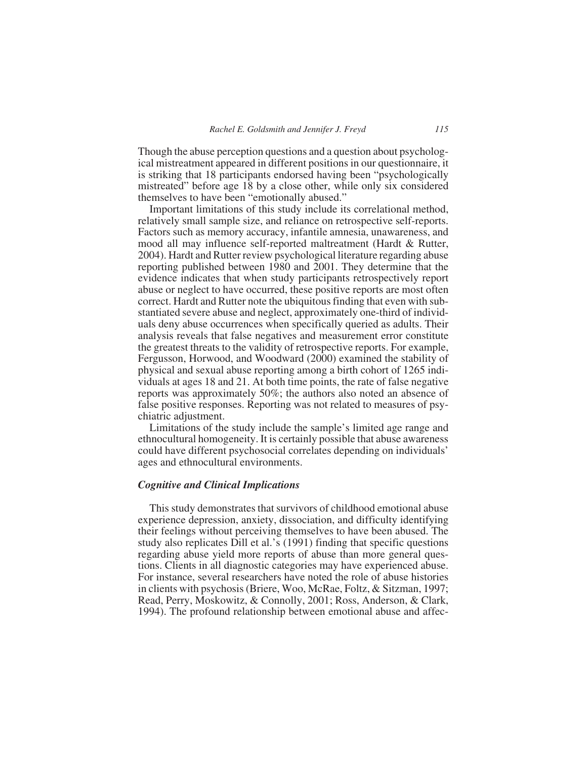Though the abuse perception questions and a question about psychological mistreatment appeared in different positions in our questionnaire, it is striking that 18 participants endorsed having been "psychologically mistreated" before age 18 by a close other, while only six considered themselves to have been "emotionally abused."

Important limitations of this study include its correlational method, relatively small sample size, and reliance on retrospective self-reports. Factors such as memory accuracy, infantile amnesia, unawareness, and mood all may influence self-reported maltreatment (Hardt & Rutter, 2004). Hardt and Rutter review psychological literature regarding abuse reporting published between 1980 and 2001. They determine that the evidence indicates that when study participants retrospectively report abuse or neglect to have occurred, these positive reports are most often correct. Hardt and Rutter note the ubiquitous finding that even with substantiated severe abuse and neglect, approximately one-third of individuals deny abuse occurrences when specifically queried as adults. Their analysis reveals that false negatives and measurement error constitute the greatest threats to the validity of retrospective reports. For example, Fergusson, Horwood, and Woodward (2000) examined the stability of physical and sexual abuse reporting among a birth cohort of 1265 individuals at ages 18 and 21. At both time points, the rate of false negative reports was approximately 50%; the authors also noted an absence of false positive responses. Reporting was not related to measures of psychiatric adjustment.

Limitations of the study include the sample's limited age range and ethnocultural homogeneity. It is certainly possible that abuse awareness could have different psychosocial correlates depending on individuals' ages and ethnocultural environments.

### *Cognitive and Clinical Implications*

This study demonstrates that survivors of childhood emotional abuse experience depression, anxiety, dissociation, and difficulty identifying their feelings without perceiving themselves to have been abused. The study also replicates Dill et al.'s (1991) finding that specific questions regarding abuse yield more reports of abuse than more general questions. Clients in all diagnostic categories may have experienced abuse. For instance, several researchers have noted the role of abuse histories in clients with psychosis (Briere, Woo, McRae, Foltz, & Sitzman, 1997; Read, Perry, Moskowitz, & Connolly, 2001; Ross, Anderson, & Clark, 1994). The profound relationship between emotional abuse and affec-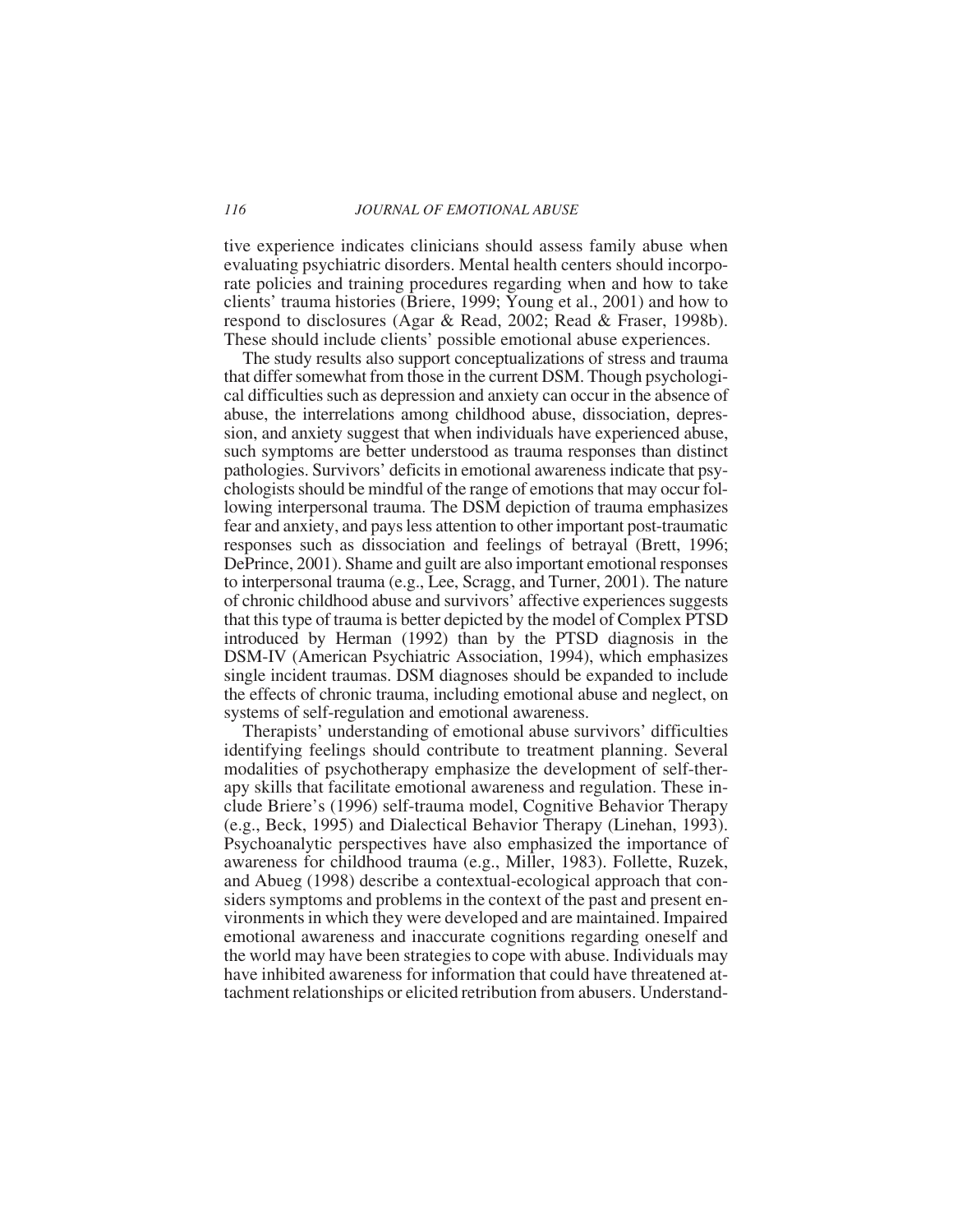tive experience indicates clinicians should assess family abuse when evaluating psychiatric disorders. Mental health centers should incorporate policies and training procedures regarding when and how to take clients' trauma histories (Briere, 1999; Young et al., 2001) and how to respond to disclosures (Agar & Read, 2002; Read & Fraser, 1998b). These should include clients' possible emotional abuse experiences.

The study results also support conceptualizations of stress and trauma that differ somewhat from those in the current DSM. Though psychological difficulties such as depression and anxiety can occur in the absence of abuse, the interrelations among childhood abuse, dissociation, depression, and anxiety suggest that when individuals have experienced abuse, such symptoms are better understood as trauma responses than distinct pathologies. Survivors' deficits in emotional awareness indicate that psychologists should be mindful of the range of emotions that may occur following interpersonal trauma. The DSM depiction of trauma emphasizes fear and anxiety, and pays less attention to other important post-traumatic responses such as dissociation and feelings of betrayal (Brett, 1996; DePrince, 2001). Shame and guilt are also important emotional responses to interpersonal trauma (e.g., Lee, Scragg, and Turner, 2001). The nature of chronic childhood abuse and survivors' affective experiences suggests that this type of trauma is better depicted by the model of Complex PTSD introduced by Herman (1992) than by the PTSD diagnosis in the DSM-IV (American Psychiatric Association, 1994), which emphasizes single incident traumas. DSM diagnoses should be expanded to include the effects of chronic trauma, including emotional abuse and neglect, on systems of self-regulation and emotional awareness.

Therapists' understanding of emotional abuse survivors' difficulties identifying feelings should contribute to treatment planning. Several modalities of psychotherapy emphasize the development of self-therapy skills that facilitate emotional awareness and regulation. These include Briere's (1996) self-trauma model, Cognitive Behavior Therapy (e.g., Beck, 1995) and Dialectical Behavior Therapy (Linehan, 1993). Psychoanalytic perspectives have also emphasized the importance of awareness for childhood trauma (e.g., Miller, 1983). Follette, Ruzek, and Abueg (1998) describe a contextual-ecological approach that considers symptoms and problems in the context of the past and present environments in which they were developed and are maintained. Impaired emotional awareness and inaccurate cognitions regarding oneself and the world may have been strategies to cope with abuse. Individuals may have inhibited awareness for information that could have threatened attachment relationships or elicited retribution from abusers. Understand-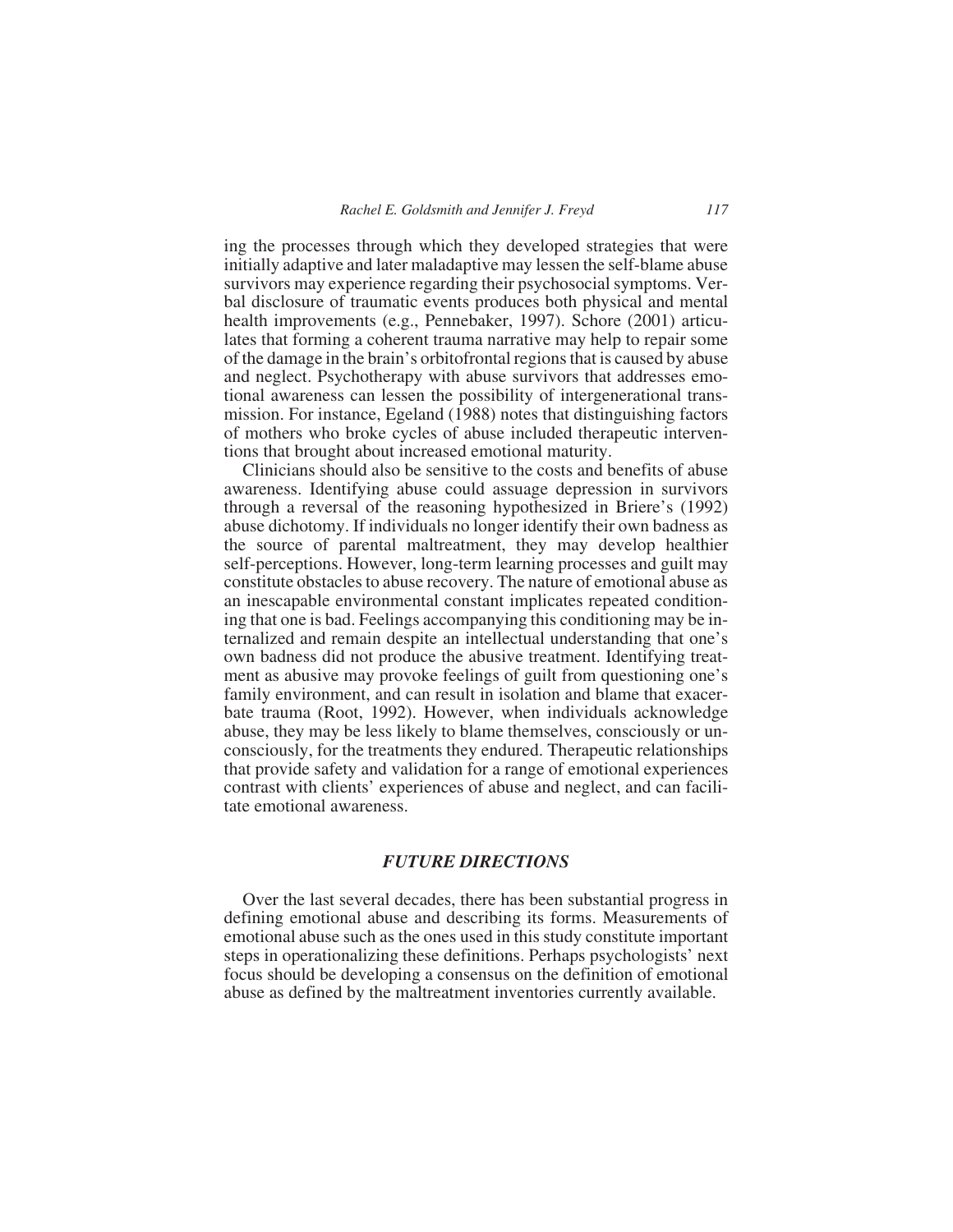ing the processes through which they developed strategies that were initially adaptive and later maladaptive may lessen the self-blame abuse survivors may experience regarding their psychosocial symptoms. Verbal disclosure of traumatic events produces both physical and mental health improvements (e.g., Pennebaker, 1997). Schore (2001) articulates that forming a coherent trauma narrative may help to repair some of the damage in the brain's orbitofrontal regions that is caused by abuse and neglect. Psychotherapy with abuse survivors that addresses emotional awareness can lessen the possibility of intergenerational transmission. For instance, Egeland (1988) notes that distinguishing factors of mothers who broke cycles of abuse included therapeutic interventions that brought about increased emotional maturity.

Clinicians should also be sensitive to the costs and benefits of abuse awareness. Identifying abuse could assuage depression in survivors through a reversal of the reasoning hypothesized in Briere's (1992) abuse dichotomy. If individuals no longer identify their own badness as the source of parental maltreatment, they may develop healthier self-perceptions. However, long-term learning processes and guilt may constitute obstacles to abuse recovery. The nature of emotional abuse as an inescapable environmental constant implicates repeated conditioning that one is bad. Feelings accompanying this conditioning may be internalized and remain despite an intellectual understanding that one's own badness did not produce the abusive treatment. Identifying treatment as abusive may provoke feelings of guilt from questioning one's family environment, and can result in isolation and blame that exacerbate trauma (Root, 1992). However, when individuals acknowledge abuse, they may be less likely to blame themselves, consciously or unconsciously, for the treatments they endured. Therapeutic relationships that provide safety and validation for a range of emotional experiences contrast with clients' experiences of abuse and neglect, and can facilitate emotional awareness.

## *FUTURE DIRECTIONS*

Over the last several decades, there has been substantial progress in defining emotional abuse and describing its forms. Measurements of emotional abuse such as the ones used in this study constitute important steps in operationalizing these definitions. Perhaps psychologists' next focus should be developing a consensus on the definition of emotional abuse as defined by the maltreatment inventories currently available.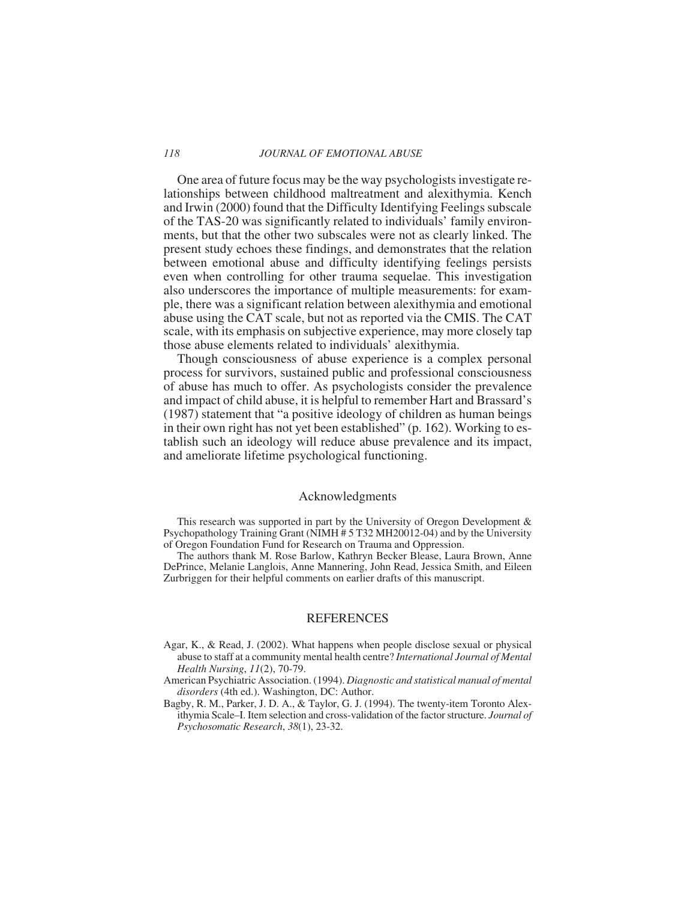One area of future focus may be the way psychologists investigate relationships between childhood maltreatment and alexithymia. Kench and Irwin (2000) found that the Difficulty Identifying Feelings subscale of the TAS-20 was significantly related to individuals' family environments, but that the other two subscales were not as clearly linked. The present study echoes these findings, and demonstrates that the relation between emotional abuse and difficulty identifying feelings persists even when controlling for other trauma sequelae. This investigation also underscores the importance of multiple measurements: for example, there was a significant relation between alexithymia and emotional abuse using the CAT scale, but not as reported via the CMIS. The CAT scale, with its emphasis on subjective experience, may more closely tap those abuse elements related to individuals' alexithymia.

Though consciousness of abuse experience is a complex personal process for survivors, sustained public and professional consciousness of abuse has much to offer. As psychologists consider the prevalence and impact of child abuse, it is helpful to remember Hart and Brassard's (1987) statement that "a positive ideology of children as human beings in their own right has not yet been established" (p. 162). Working to establish such an ideology will reduce abuse prevalence and its impact, and ameliorate lifetime psychological functioning.

## Acknowledgments

This research was supported in part by the University of Oregon Development & Psychopathology Training Grant (NIMH # 5 T32 MH20012-04) and by the University of Oregon Foundation Fund for Research on Trauma and Oppression.

The authors thank M. Rose Barlow, Kathryn Becker Blease, Laura Brown, Anne DePrince, Melanie Langlois, Anne Mannering, John Read, Jessica Smith, and Eileen Zurbriggen for their helpful comments on earlier drafts of this manuscript.

## REFERENCES

Agar, K., & Read, J. (2002). What happens when people disclose sexual or physical abuse to staff at a community mental health centre? *International Journal of Mental Health Nursing*, *11*(2), 70-79.

American Psychiatric Association. (1994). *Diagnostic and statistical manual of mental disorders* (4th ed.). Washington, DC: Author.

Bagby, R. M., Parker, J. D. A., & Taylor, G. J. (1994). The twenty-item Toronto Alexithymia Scale–I. Item selection and cross-validation of the factor structure. *Journal of Psychosomatic Research*, *38*(1), 23-32.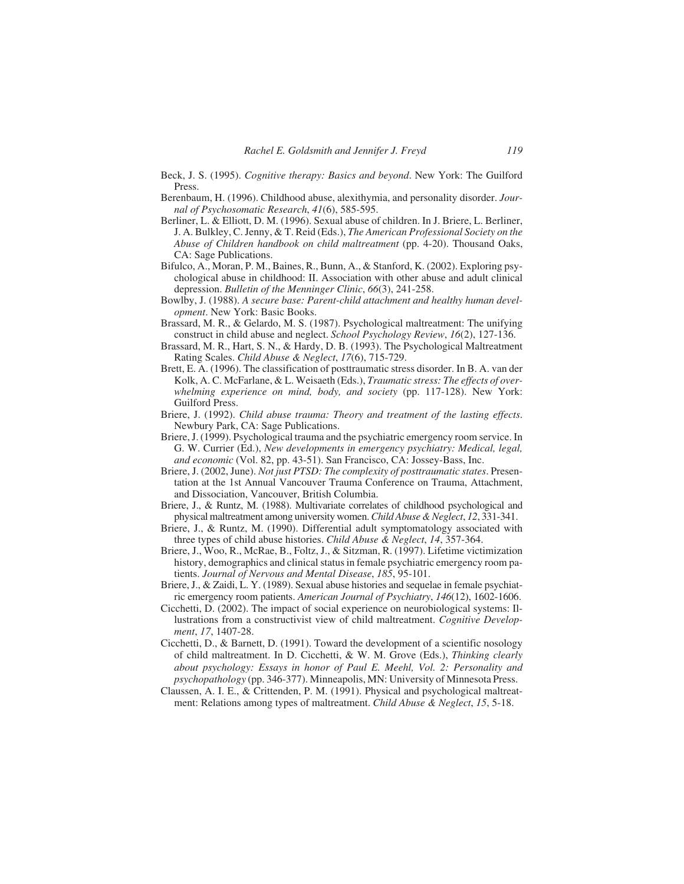Beck, J. S. (1995). *Cognitive therapy: Basics and beyond*. New York: The Guilford Press.

Berenbaum, H. (1996). Childhood abuse, alexithymia, and personality disorder. *Journal of Psychosomatic Research*, *41*(6), 585-595.

Berliner, L. & Elliott, D. M. (1996). Sexual abuse of children. In J. Briere, L. Berliner, J. A. Bulkley, C. Jenny, & T. Reid (Eds.), *The American Professional Society on the Abuse of Children handbook on child maltreatment* (pp. 4-20). Thousand Oaks, CA: Sage Publications.

Bifulco, A., Moran, P. M., Baines, R., Bunn, A., & Stanford, K. (2002). Exploring psychological abuse in childhood: II. Association with other abuse and adult clinical depression. *Bulletin of the Menninger Clinic*, *66*(3), 241-258.

Bowlby, J. (1988). *A secure base: Parent-child attachment and healthy human development*. New York: Basic Books.

Brassard, M. R., & Gelardo, M. S. (1987). Psychological maltreatment: The unifying construct in child abuse and neglect. *School Psychology Review*, *16*(2), 127-136.

Brassard, M. R., Hart, S. N., & Hardy, D. B. (1993). The Psychological Maltreatment Rating Scales. *Child Abuse & Neglect*, *17*(6), 715-729.

Brett, E. A. (1996). The classification of posttraumatic stress disorder. In B. A. van der Kolk, A. C. McFarlane, & L. Weisaeth (Eds.), *Traumatic stress: The effects of overwhelming experience on mind, body, and society* (pp. 117-128). New York: Guilford Press.

Briere, J. (1992). *Child abuse trauma: Theory and treatment of the lasting effects*. Newbury Park, CA: Sage Publications.

Briere, J. (1999). Psychological trauma and the psychiatric emergency room service. In G. W. Currier (Ed.), *New developments in emergency psychiatry: Medical, legal, and economic* (Vol. 82, pp. 43-51). San Francisco, CA: Jossey-Bass, Inc.

Briere, J. (2002, June). *Not just PTSD: The complexity of posttraumatic states*. Presentation at the 1st Annual Vancouver Trauma Conference on Trauma, Attachment, and Dissociation, Vancouver, British Columbia.

Briere, J., & Runtz, M. (1988). Multivariate correlates of childhood psychological and physical maltreatment among university women. *Child Abuse & Neglect*, *12*, 331-341.

Briere, J., & Runtz, M. (1990). Differential adult symptomatology associated with three types of child abuse histories. *Child Abuse & Neglect*, *14*, 357-364.

Briere, J., Woo, R., McRae, B., Foltz, J., & Sitzman, R. (1997). Lifetime victimization history, demographics and clinical status in female psychiatric emergency room patients. *Journal of Nervous and Mental Disease*, *185*, 95-101.

Briere, J., & Zaidi, L. Y. (1989). Sexual abuse histories and sequelae in female psychiatric emergency room patients. *American Journal of Psychiatry*, *146*(12), 1602-1606.

Cicchetti, D. (2002). The impact of social experience on neurobiological systems: Illustrations from a constructivist view of child maltreatment. *Cognitive Development*, *17*, 1407-28.

Cicchetti, D., & Barnett, D. (1991). Toward the development of a scientific nosology of child maltreatment. In D. Cicchetti, & W. M. Grove (Eds.), *Thinking clearly about psychology: Essays in honor of Paul E. Meehl, Vol. 2: Personality and psychopathology* (pp. 346-377). Minneapolis, MN: University of Minnesota Press.

Claussen, A. I. E., & Crittenden, P. M. (1991). Physical and psychological maltreatment: Relations among types of maltreatment. *Child Abuse & Neglect*, *15*, 5-18.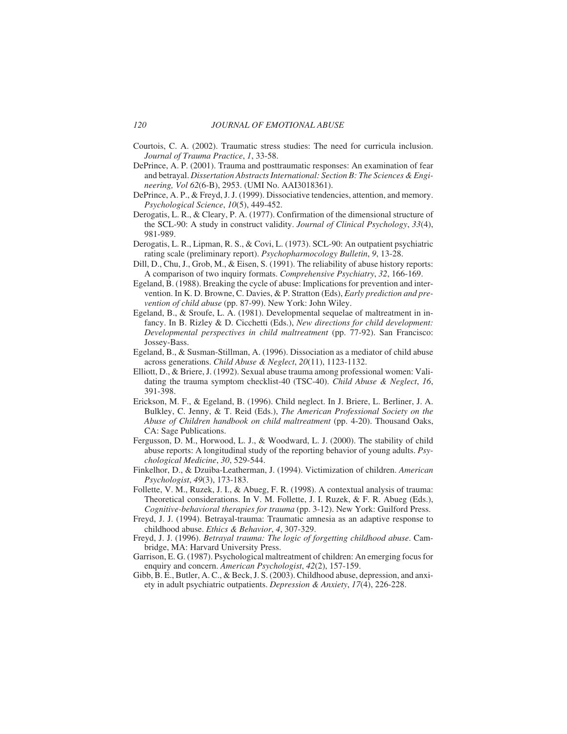Courtois, C. A. (2002). Traumatic stress studies: The need for curricula inclusion. *Journal of Trauma Practice*, *1*, 33-58.

DePrince, A. P. (2001). Trauma and posttraumatic responses: An examination of fear and betrayal. *Dissertation Abstracts International: Section B: The Sciences & Engineering, Vol 62*(6-B), 2953. (UMI No. AAI3018361).

DePrince, A. P., & Freyd, J. J. (1999). Dissociative tendencies, attention, and memory. *Psychological Science*, *10*(5), 449-452.

Derogatis, L. R., & Cleary, P. A. (1977). Confirmation of the dimensional structure of the SCL-90: A study in construct validity. *Journal of Clinical Psychology*, *33*(4), 981-989.

Derogatis, L. R., Lipman, R. S., & Covi, L. (1973). SCL-90: An outpatient psychiatric rating scale (preliminary report). *Psychopharmocology Bulletin*, *9*, 13-28.

Dill, D., Chu, J., Grob, M., & Eisen, S. (1991). The reliability of abuse history reports: A comparison of two inquiry formats. *Comprehensive Psychiatry*, *32*, 166-169.

Egeland, B. (1988). Breaking the cycle of abuse: Implications for prevention and intervention. In K. D. Browne, C. Davies, & P. Stratton (Eds), *Early prediction and prevention of child abuse* (pp. 87-99). New York: John Wiley.

Egeland, B., & Sroufe, L. A. (1981). Developmental sequelae of maltreatment in infancy. In B. Rizley & D. Cicchetti (Eds.), *New directions for child development: Developmental perspectives in child maltreatment* (pp. 77-92). San Francisco: Jossey-Bass.

Egeland, B., & Susman-Stillman, A. (1996). Dissociation as a mediator of child abuse across generations. *Child Abuse & Neglect*, *20*(11), 1123-1132.

Elliott, D., & Briere, J. (1992). Sexual abuse trauma among professional women: Validating the trauma symptom checklist-40 (TSC-40). *Child Abuse & Neglect*, *16*, 391-398.

Erickson, M. F., & Egeland, B. (1996). Child neglect. In J. Briere, L. Berliner, J. A. Bulkley, C. Jenny, & T. Reid (Eds.), *The American Professional Society on the Abuse of Children handbook on child maltreatment* (pp. 4-20). Thousand Oaks, CA: Sage Publications.

Fergusson, D. M., Horwood, L. J., & Woodward, L. J. (2000). The stability of child abuse reports: A longitudinal study of the reporting behavior of young adults. *Psychological Medicine*, *30*, 529-544.

Finkelhor, D., & Dzuiba-Leatherman, J. (1994). Victimization of children. *American Psychologist*, *49*(3), 173-183.

Follette, V. M., Ruzek, J. I., & Abueg, F. R. (1998). A contextual analysis of trauma: Theoretical considerations. In V. M. Follette, J. I. Ruzek, & F. R. Abueg (Eds.), *Cognitive-behavioral therapies for trauma* (pp. 3-12). New York: Guilford Press.

Freyd, J. J. (1994). Betrayal-trauma: Traumatic amnesia as an adaptive response to childhood abuse. *Ethics & Behavior*, *4*, 307-329.

Freyd, J. J. (1996). *Betrayal trauma: The logic of forgetting childhood abuse*. Cambridge, MA: Harvard University Press.

Garrison, E. G. (1987). Psychological maltreatment of children: An emerging focus for enquiry and concern. *American Psychologist*, *42*(2), 157-159.

Gibb, B. E., Butler, A. C., & Beck, J. S. (2003). Childhood abuse, depression, and anxiety in adult psychiatric outpatients. *Depression & Anxiety*, *17*(4), 226-228.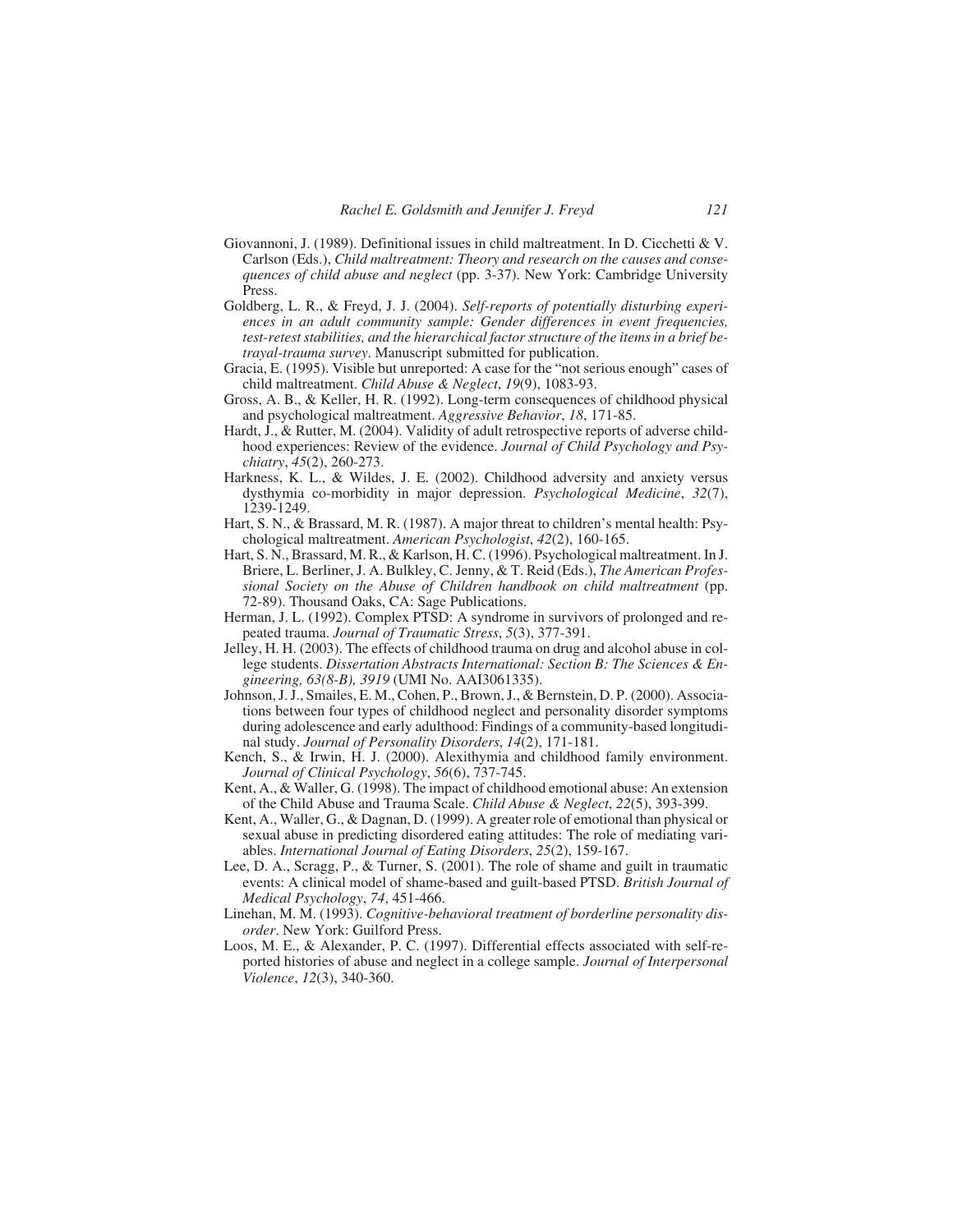Giovannoni, J. (1989). Definitional issues in child maltreatment. In D. Cicchetti & V. Carlson (Eds.), *Child maltreatment: Theory and research on the causes and consequences of child abuse and neglect* (pp. 3-37). New York: Cambridge University Press.

Goldberg, L. R., & Freyd, J. J. (2004). *Self-reports of potentially disturbing experiences in an adult community sample: Gender differences in event frequencies, test-retest stabilities, and the hierarchical factor structure of the items in a brief betrayal-trauma survey*. Manuscript submitted for publication.

Gracia, E. (1995). Visible but unreported: A case for the "not serious enough" cases of child maltreatment. *Child Abuse & Neglect*, *19*(9), 1083-93.

Gross, A. B., & Keller, H. R. (1992). Long-term consequences of childhood physical and psychological maltreatment. *Aggressive Behavior*, *18*, 171-85.

Hardt, J., & Rutter, M. (2004). Validity of adult retrospective reports of adverse childhood experiences: Review of the evidence. *Journal of Child Psychology and Psychiatry*, *45*(2), 260-273.

Harkness, K. L., & Wildes, J. E. (2002). Childhood adversity and anxiety versus dysthymia co-morbidity in major depression. *Psychological Medicine*, *32*(7), 1239-1249.

Hart, S. N., & Brassard, M. R. (1987). A major threat to children's mental health: Psychological maltreatment. *American Psychologist*, *42*(2), 160-165.

Hart, S. N., Brassard, M. R., & Karlson, H. C. (1996). Psychological maltreatment. In J. Briere, L. Berliner, J. A. Bulkley, C. Jenny, & T. Reid (Eds.), *The American Professional Society on the Abuse of Children handbook on child maltreatment* (pp. 72-89). Thousand Oaks, CA: Sage Publications.

Herman, J. L. (1992). Complex PTSD: A syndrome in survivors of prolonged and repeated trauma. *Journal of Traumatic Stress*, *5*(3), 377-391.

Jelley, H. H. (2003). The effects of childhood trauma on drug and alcohol abuse in college students. *Dissertation Abstracts International: Section B: The Sciences & Engineering, 63(8-B), 3919* (UMI No. AAI3061335).

Johnson, J. J., Smailes, E. M., Cohen, P., Brown, J., & Bernstein, D. P. (2000). Associations between four types of childhood neglect and personality disorder symptoms during adolescence and early adulthood: Findings of a community-based longitudinal study. *Journal of Personality Disorders*, *14*(2), 171-181.

Kench, S., & Irwin, H. J. (2000). Alexithymia and childhood family environment. *Journal of Clinical Psychology*, *56*(6), 737-745.

Kent, A., & Waller, G. (1998). The impact of childhood emotional abuse: An extension of the Child Abuse and Trauma Scale. *Child Abuse & Neglect*, *22*(5), 393-399.

Kent, A., Waller, G., & Dagnan, D. (1999). A greater role of emotional than physical or sexual abuse in predicting disordered eating attitudes: The role of mediating variables. *International Journal of Eating Disorders*, *25*(2), 159-167.

Lee, D. A., Scragg, P., & Turner, S. (2001). The role of shame and guilt in traumatic events: A clinical model of shame-based and guilt-based PTSD. *British Journal of Medical Psychology*, *74*, 451-466.

Linehan, M. M. (1993). *Cognitive-behavioral treatment of borderline personality disorder*. New York: Guilford Press.

Loos, M. E., & Alexander, P. C. (1997). Differential effects associated with self-reported histories of abuse and neglect in a college sample. *Journal of Interpersonal Violence*, *12*(3), 340-360.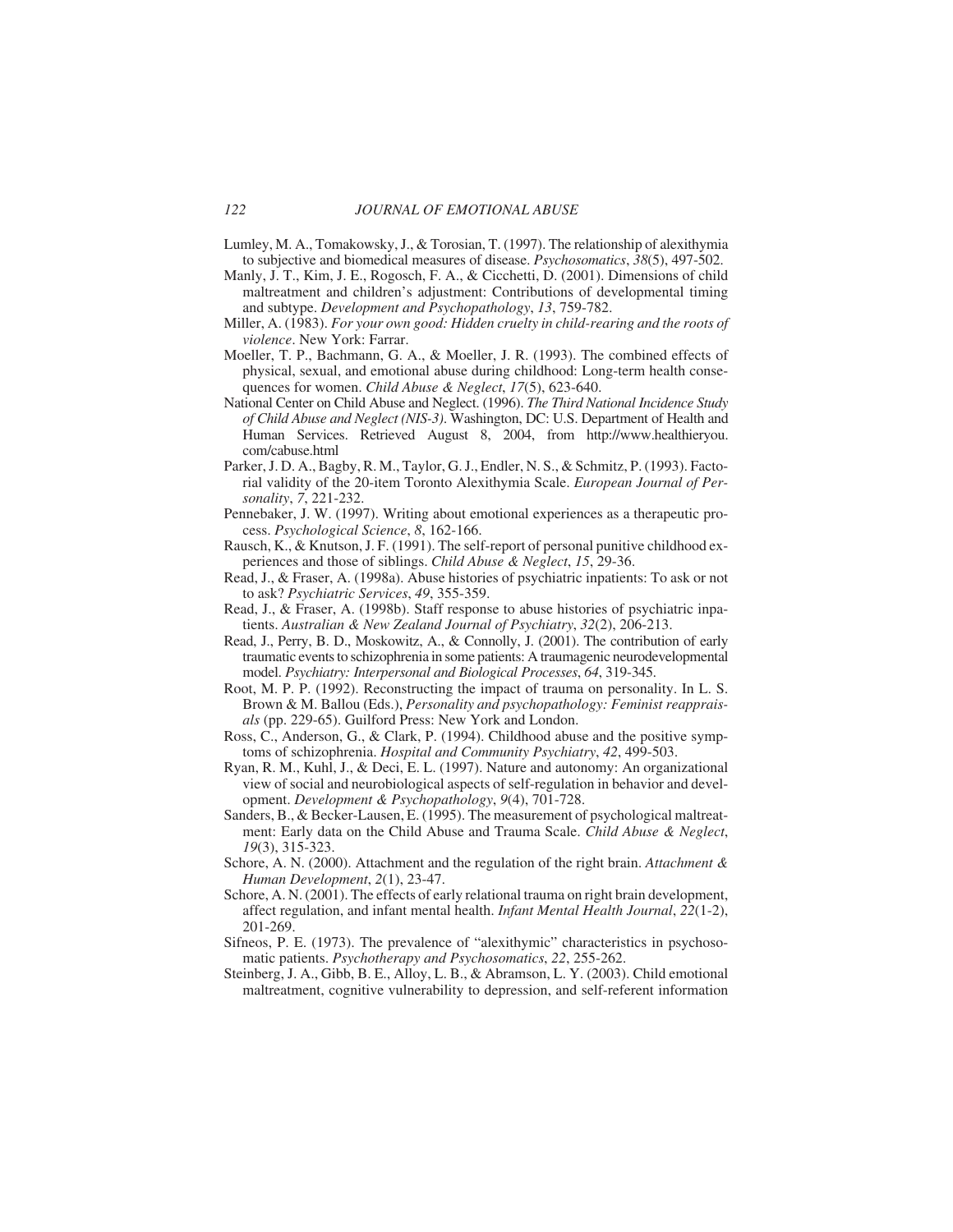Lumley, M. A., Tomakowsky, J., & Torosian, T. (1997). The relationship of alexithymia to subjective and biomedical measures of disease. *Psychosomatics*, *38*(5), 497-502.

Manly, J. T., Kim, J. E., Rogosch, F. A., & Cicchetti, D. (2001). Dimensions of child maltreatment and children's adjustment: Contributions of developmental timing and subtype. *Development and Psychopathology*, *13*, 759-782.

Miller, A. (1983). *For your own good: Hidden cruelty in child-rearing and the roots of violence*. New York: Farrar.

Moeller, T. P., Bachmann, G. A., & Moeller, J. R. (1993). The combined effects of physical, sexual, and emotional abuse during childhood: Long-term health consequences for women. *Child Abuse & Neglect*, *17*(5), 623-640.

National Center on Child Abuse and Neglect. (1996). *The Third National Incidence Study of Child Abuse and Neglect (NIS-3)*. Washington, DC: U.S. Department of Health and Human Services. Retrieved August 8, 2004, from http://www.healthieryou.com/cabuse.html

Parker, J. D. A., Bagby, R. M., Taylor, G. J., Endler, N. S., & Schmitz, P. (1993). Factorial validity of the 20-item Toronto Alexithymia Scale. *European Journal of Personality*, *7*, 221-232.

Pennebaker, J. W. (1997). Writing about emotional experiences as a therapeutic process. *Psychological Science*, *8*, 162-166.

Rausch, K., & Knutson, J. F. (1991). The self-report of personal punitive childhood experiences and those of siblings. *Child Abuse & Neglect*, *15*, 29-36.

Read, J., & Fraser, A. (1998a). Abuse histories of psychiatric inpatients: To ask or not to ask? *Psychiatric Services*, *49*, 355-359.

Read, J., & Fraser, A. (1998b). Staff response to abuse histories of psychiatric inpatients. *Australian & New Zealand Journal of Psychiatry*, *32*(2), 206-213.

Read, J., Perry, B. D., Moskowitz, A., & Connolly, J. (2001). The contribution of early traumatic events to schizophrenia in some patients: A traumagenic neurodevelopmental model. *Psychiatry: Interpersonal and Biological Processes*, *64*, 319-345.

Root, M. P. P. (1992). Reconstructing the impact of trauma on personality. In L. S. Brown & M. Ballou (Eds.), *Personality and psychopathology: Feminist reappraisals* (pp. 229-65). Guilford Press: New York and London.

Ross, C., Anderson, G., & Clark, P. (1994). Childhood abuse and the positive symptoms of schizophrenia. *Hospital and Community Psychiatry*, *42*, 499-503.

Ryan, R. M., Kuhl, J., & Deci, E. L. (1997). Nature and autonomy: An organizational view of social and neurobiological aspects of self-regulation in behavior and development. *Development & Psychopathology*, *9*(4), 701-728.

Sanders, B., & Becker-Lausen, E. (1995). The measurement of psychological maltreatment: Early data on the Child Abuse and Trauma Scale. *Child Abuse & Neglect*, *19*(3), 315-323.

Schore, A. N. (2000). Attachment and the regulation of the right brain. *Attachment & Human Development*, *2*(1), 23-47.

Schore, A. N. (2001). The effects of early relational trauma on right brain development, affect regulation, and infant mental health. *Infant Mental Health Journal*, *22*(1-2), 201-269.

Sifneos, P. E. (1973). The prevalence of "alexithymic" characteristics in psychosomatic patients. *Psychotherapy and Psychosomatics*, *22*, 255-262.

Steinberg, J. A., Gibb, B. E., Alloy, L. B., & Abramson, L. Y. (2003). Child emotional maltreatment, cognitive vulnerability to depression, and self-referent information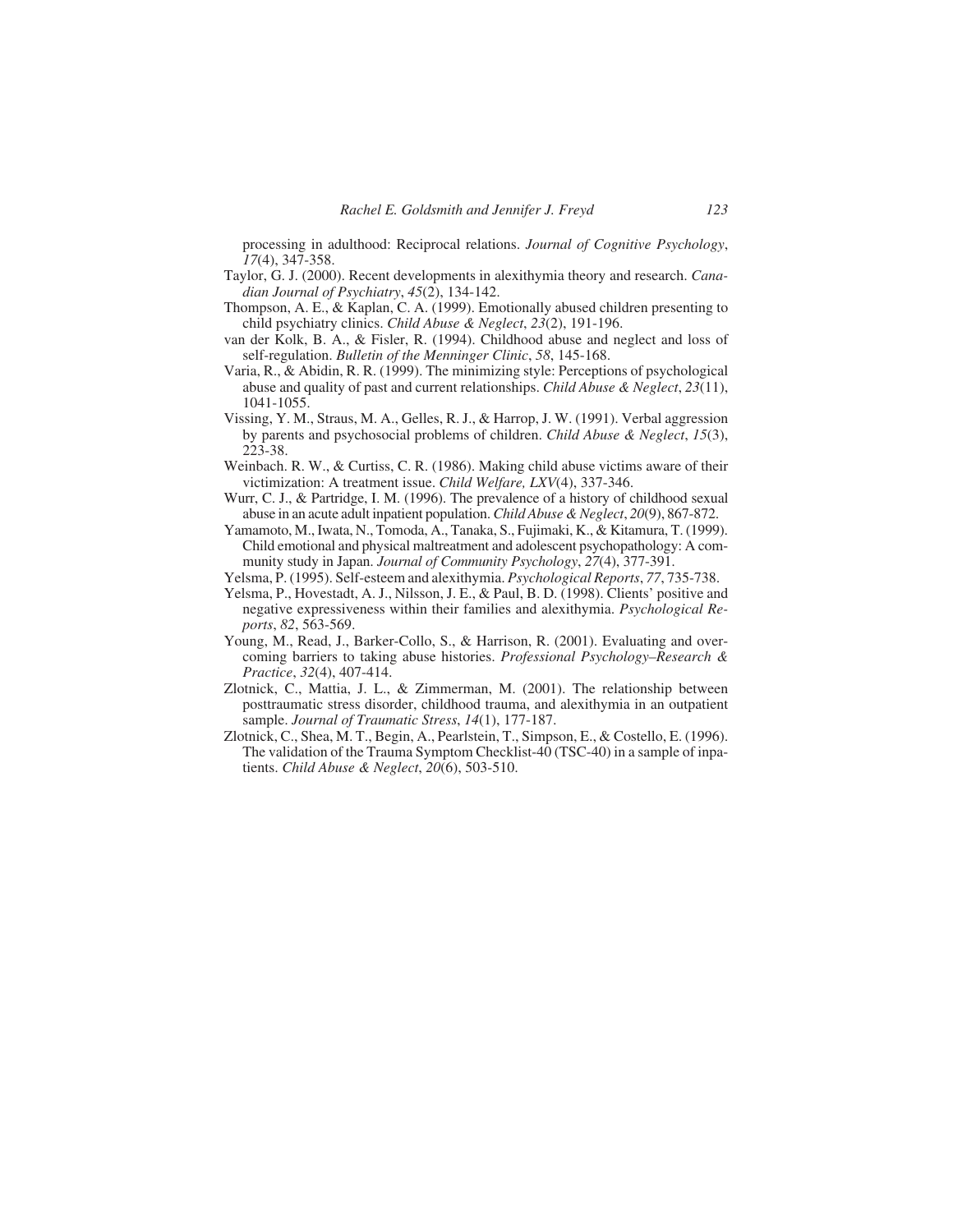processing in adulthood: Reciprocal relations. *Journal of Cognitive Psychology*, *17*(4), 347-358.

Taylor, G. J. (2000). Recent developments in alexithymia theory and research. *Canadian Journal of Psychiatry*, *45*(2), 134-142.

Thompson, A. E., & Kaplan, C. A. (1999). Emotionally abused children presenting to child psychiatry clinics. *Child Abuse & Neglect*, *23*(2), 191-196.

van der Kolk, B. A., & Fisler, R. (1994). Childhood abuse and neglect and loss of self-regulation. *Bulletin of the Menninger Clinic*, *58*, 145-168.

Varia, R., & Abidin, R. R. (1999). The minimizing style: Perceptions of psychological abuse and quality of past and current relationships. *Child Abuse & Neglect*, *23*(11), 1041-1055.

Vissing, Y. M., Straus, M. A., Gelles, R. J., & Harrop, J. W. (1991). Verbal aggression by parents and psychosocial problems of children. *Child Abuse & Neglect*, *15*(3), 223-38.

Weinbach. R. W., & Curtiss, C. R. (1986). Making child abuse victims aware of their victimization: A treatment issue. *Child Welfare, LXV*(4), 337-346.

Wurr, C. J., & Partridge, I. M. (1996). The prevalence of a history of childhood sexual abuse in an acute adult inpatient population. *Child Abuse & Neglect*, *20*(9), 867-872.

Yamamoto, M., Iwata, N., Tomoda, A., Tanaka, S., Fujimaki, K., & Kitamura, T. (1999). Child emotional and physical maltreatment and adolescent psychopathology: A community study in Japan. *Journal of Community Psychology*, *27*(4), 377-391.

Yelsma, P. (1995). Self-esteem and alexithymia. *Psychological Reports*, *77*, 735-738.

Yelsma, P., Hovestadt, A. J., Nilsson, J. E., & Paul, B. D. (1998). Clients' positive and negative expressiveness within their families and alexithymia. *Psychological Reports*, *82*, 563-569.

Young, M., Read, J., Barker-Collo, S., & Harrison, R. (2001). Evaluating and overcoming barriers to taking abuse histories. *Professional Psychology–Research & Practice*, *32*(4), 407-414.

Zlotnick, C., Mattia, J. L., & Zimmerman, M. (2001). The relationship between posttraumatic stress disorder, childhood trauma, and alexithymia in an outpatient sample. *Journal of Traumatic Stress*, *14*(1), 177-187.

Zlotnick, C., Shea, M. T., Begin, A., Pearlstein, T., Simpson, E., & Costello, E. (1996). The validation of the Trauma Symptom Checklist-40 (TSC-40) in a sample of inpatients. *Child Abuse & Neglect*, *20*(6), 503-510.